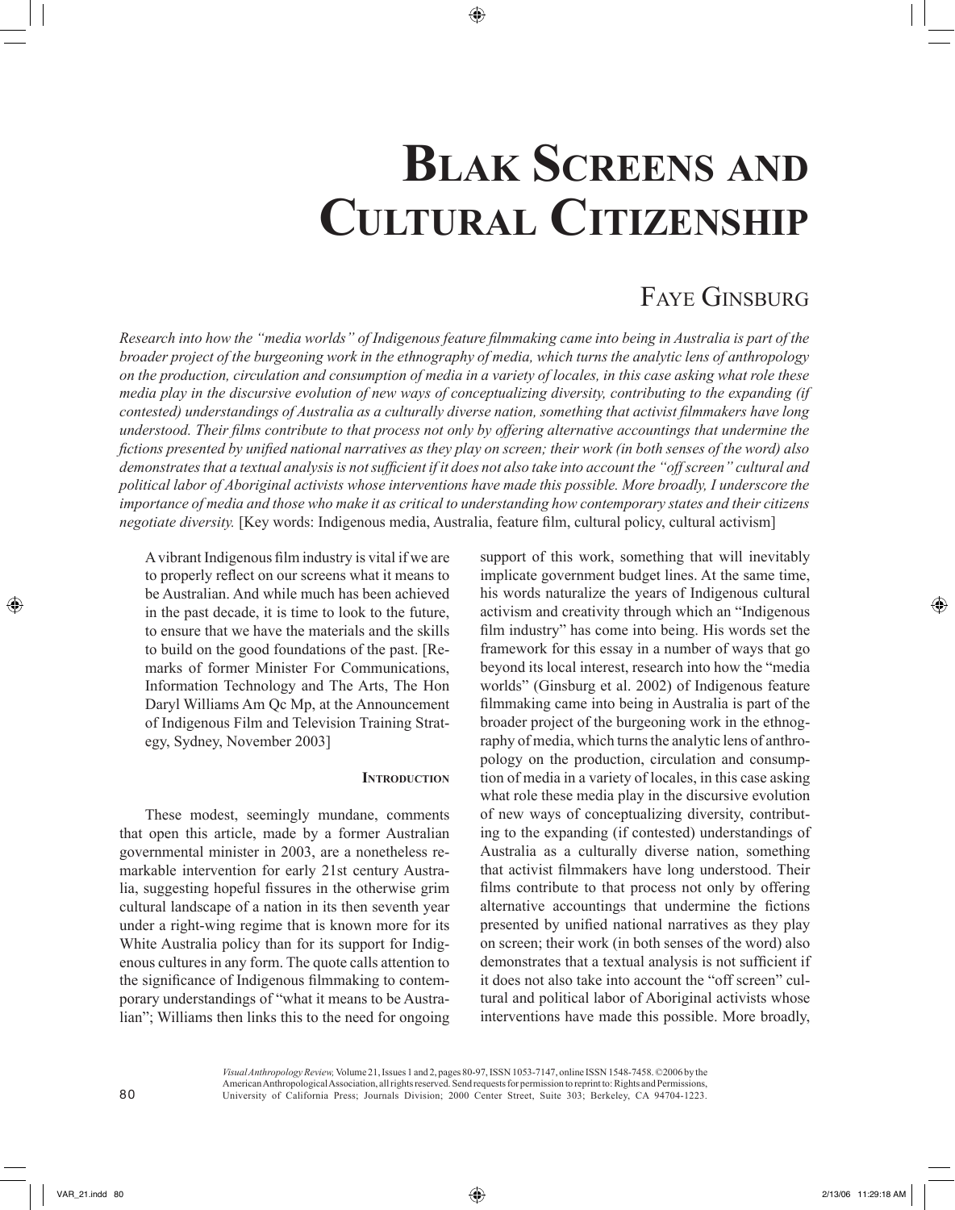# Blak Screens and Cultural Citizenship

## Faye Ginsburg

*Research into how the "media worlds" of Indigenous feature filmmaking came into being in Australia is part of the broader project of the burgeoning work in the ethnography of media, which turns the analytic lens of anthropology on the production, circulation and consumption of media in a variety of locales, in this case asking what role these media play in the discursive evolution of new ways of conceptualizing diversity, contributing to the expanding (if contested) understandings of Australia as a culturally diverse nation, something that activist filmmakers have long understood. Their films contribute to that process not only by offering alternative accountings that undermine the fictions presented by unified national narratives as they play on screen; their work (in both senses of the word) also demonstrates that a textual analysis is not sufficient if it does not also take into account the "off screen" cultural and political labor of Aboriginal activists whose interventions have made this possible. More broadly, I underscore the importance of media and those who make it as critical to understanding how contemporary states and their citizens negotiate diversity.* [Key words: Indigenous media, Australia, feature film, cultural policy, cultural activism]

> A vibrant Indigenous film industry is vital if we are to properly reflect on our screens what it means to be Australian. And while much has been achieved in the past decade, it is time to look to the future, to ensure that we have the materials and the skills to build on the good foundations of the past. [Remarks of former Minister For Communications, Information Technology and The Arts, The Hon Daryl Williams Am Qc Mp, at the Announcement of Indigenous Film and Television Training Strategy, Sydney, November 2003]

### Introduction

These modest, seemingly mundane, comments that open this article, made by a former Australian governmental minister in 2003, are a nonetheless remarkable intervention for early 21st century Australia, suggesting hopeful fissures in the otherwise grim cultural landscape of a nation in its then seventh year under a right-wing regime that is known more for its White Australia policy than for its support for Indigenous cultures in any form. The quote calls attention to the significance of Indigenous filmmaking to contemporary understandings of "what it means to be Australian"; Williams then links this to the need for ongoing support of this work, something that will inevitably implicate government budget lines. At the same time, his words naturalize the years of Indigenous cultural activism and creativity through which an "Indigenous film industry" has come into being. His words set the framework for this essay in a number of ways that go beyond its local interest, research into how the "media worlds" (Ginsburg et al. 2002) of Indigenous feature filmmaking came into being in Australia is part of the broader project of the burgeoning work in the ethnography of media, which turns the analytic lens of anthropology on the production, circulation and consumption of media in a variety of locales, in this case asking what role these media play in the discursive evolution of new ways of conceptualizing diversity, contributing to the expanding (if contested) understandings of Australia as a culturally diverse nation, something that activist filmmakers have long understood. Their films contribute to that process not only by offering alternative accountings that undermine the fictions presented by unified national narratives as they play on screen; their work (in both senses of the word) also demonstrates that a textual analysis is not sufficient if it does not also take into account the "off screen" cultural and political labor of Aboriginal activists whose interventions have made this possible. More broadly,

*Visual Anthropology Review,* Volume 21, Issues 1 and 2, pages 80-97, ISSN 1053-7147, online ISSN 1548-7458. ©2006 by the American Anthropological Association, all rights reserved. Send requests for permission to reprint to: Rights and Permissions, University of California Press; Journals Division; 2000 Center Street, Suite 303; Berkeley, CA 94704-1223.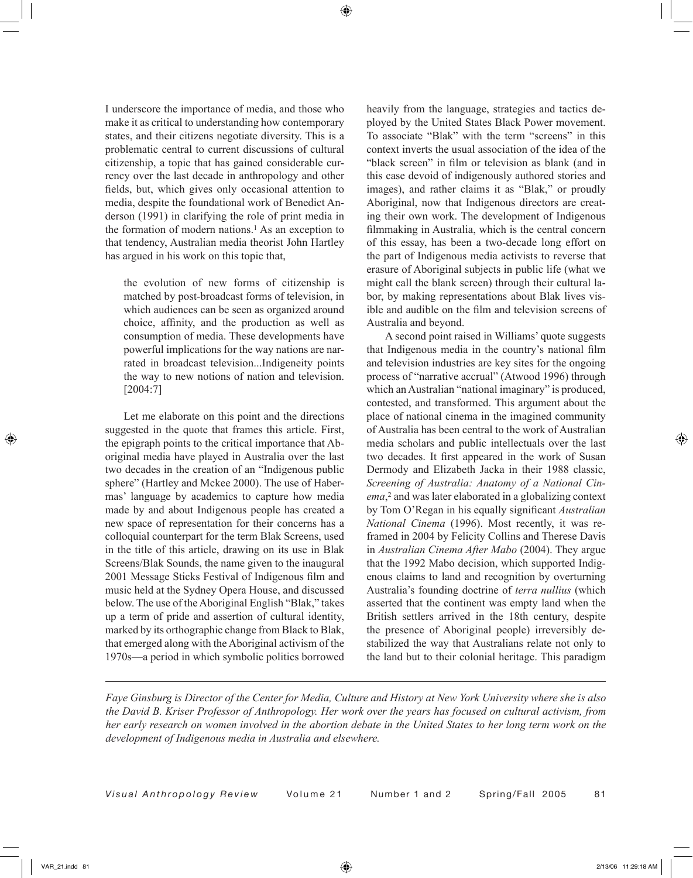I underscore the importance of media, and those who make it as critical to understanding how contemporary states, and their citizens negotiate diversity. This is a problematic central to current discussions of cultural citizenship, a topic that has gained considerable currency over the last decade in anthropology and other fields, but, which gives only occasional attention to media, despite the foundational work of Benedict Anderson (1991) in clarifying the role of print media in the formation of modern nations.[1] As an exception to that tendency, Australian media theorist John Hartley has argued in his work on this topic that,

> the evolution of new forms of citizenship is matched by post-broadcast forms of television, in which audiences can be seen as organized around choice, affinity, and the production as well as consumption of media. These developments have powerful implications for the way nations are narrated in broadcast television...Indigeneity points the way to new notions of nation and television. [2004:7]

Let me elaborate on this point and the directions suggested in the quote that frames this article. First, the epigraph points to the critical importance that Aboriginal media have played in Australia over the last two decades in the creation of an "Indigenous public sphere" (Hartley and Mckee 2000). The use of Habermas' language by academics to capture how media made by and about Indigenous people has created a new space of representation for their concerns has a colloquial counterpart for the term Blak Screens, used in the title of this article, drawing on its use in Blak Screens/Blak Sounds, the name given to the inaugural 2001 Message Sticks Festival of Indigenous film and music held at the Sydney Opera House, and discussed below. The use of the Aboriginal English "Blak," takes up a term of pride and assertion of cultural identity, marked by its orthographic change from Black to Blak, that emerged along with the Aboriginal activism of the 1970s—a period in which symbolic politics borrowed heavily from the language, strategies and tactics deployed by the United States Black Power movement. To associate "Blak" with the term "screens" in this context inverts the usual association of the idea of the "black screen" in film or television as blank (and in this case devoid of indigenously authored stories and images), and rather claims it as "Blak," or proudly Aboriginal, now that Indigenous directors are creating their own work. The development of Indigenous filmmaking in Australia, which is the central concern of this essay, has been a two-decade long effort on the part of Indigenous media activists to reverse that erasure of Aboriginal subjects in public life (what we might call the blank screen) through their cultural labor, by making representations about Blak lives visible and audible on the film and television screens of Australia and beyond.

A second point raised in Williams' quote suggests that Indigenous media in the country's national film and television industries are key sites for the ongoing process of "narrative accrual" (Atwood 1996) through which an Australian "national imaginary" is produced, contested, and transformed. This argument about the place of national cinema in the imagined community of Australia has been central to the work of Australian media scholars and public intellectuals over the last two decades. It first appeared in the work of Susan Dermody and Elizabeth Jacka in their 1988 classic, *Screening of Australia: Anatomy of a National Cinema*,[2] and was later elaborated in a globalizing context by Tom O'Regan in his equally significant *Australian National Cinema* (1996). Most recently, it was reframed in 2004 by Felicity Collins and Therese Davis in *Australian Cinema After Mabo* (2004). They argue that the 1992 Mabo decision, which supported Indigenous claims to land and recognition by overturning Australia's founding doctrine of *terra nullius* (which asserted that the continent was empty land when the British settlers arrived in the 18th century, despite the presence of Aboriginal people) irreversibly destabilized the way that Australians relate not only to the land but to their colonial heritage. This paradigm

---

*Faye Ginsburg is Director of the Center for Media, Culture and History at New York University where she is also the David B. Kriser Professor of Anthropology. Her work over the years has focused on cultural activism, from her early research on women involved in the abortion debate in the United States to her long term work on the development of Indigenous media in Australia and elsewhere.*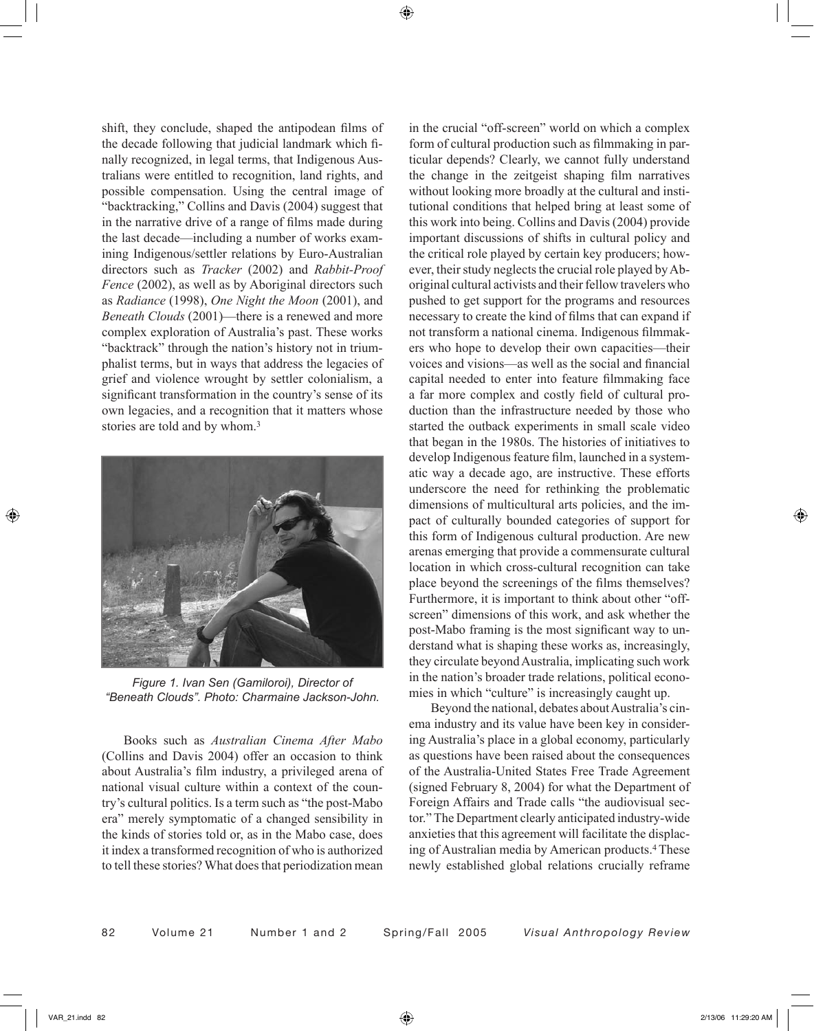shift, they conclude, shaped the antipodean films of the decade following that judicial landmark which finally recognized, in legal terms, that Indigenous Australians were entitled to recognition, land rights, and possible compensation. Using the central image of "backtracking," Collins and Davis (2004) suggest that in the narrative drive of a range of films made during the last decade—including a number of works examining Indigenous/settler relations by Euro-Australian directors such as *Tracker* (2002) and *Rabbit-Proof Fence* (2002), as well as by Aboriginal directors such as *Radiance* (1998), *One Night the Moon* (2001), and *Beneath Clouds* (2001)—there is a renewed and more complex exploration of Australia's past. These works "backtrack" through the nation's history not in triumphalist terms, but in ways that address the legacies of grief and violence wrought by settler colonialism, a significant transformation in the country's sense of its own legacies, and a recognition that it matters whose stories are told and by whom.[3]

*Figure 1. Ivan Sen (Gamiloroi), Director of "Beneath Clouds". Photo: Charmaine Jackson-John.*

Books such as *Australian Cinema After Mabo* (Collins and Davis 2004) offer an occasion to think about Australia's film industry, a privileged arena of national visual culture within a context of the country's cultural politics. Is a term such as "the post-Mabo era" merely symptomatic of a changed sensibility in the kinds of stories told or, as in the Mabo case, does it index a transformed recognition of who is authorized to tell these stories? What does that periodization mean in the crucial "off-screen" world on which a complex form of cultural production such as filmmaking in particular depends? Clearly, we cannot fully understand the change in the zeitgeist shaping film narratives without looking more broadly at the cultural and institutional conditions that helped bring at least some of this work into being. Collins and Davis (2004) provide important discussions of shifts in cultural policy and the critical role played by certain key producers; however, their study neglects the crucial role played by Aboriginal cultural activists and their fellow travelers who pushed to get support for the programs and resources necessary to create the kind of films that can expand if not transform a national cinema. Indigenous filmmakers who hope to develop their own capacities—their voices and visions—as well as the social and financial capital needed to enter into feature filmmaking face a far more complex and costly field of cultural production than the infrastructure needed by those who started the outback experiments in small scale video that began in the 1980s. The histories of initiatives to develop Indigenous feature film, launched in a systematic way a decade ago, are instructive. These efforts underscore the need for rethinking the problematic dimensions of multicultural arts policies, and the impact of culturally bounded categories of support for this form of Indigenous cultural production. Are new arenas emerging that provide a commensurate cultural location in which cross-cultural recognition can take place beyond the screenings of the films themselves? Furthermore, it is important to think about other "off-screen" dimensions of this work, and ask whether the post-Mabo framing is the most significant way to understand what is shaping these works as, increasingly, they circulate beyond Australia, implicating such work in the nation's broader trade relations, political economies in which "culture" is increasingly caught up.

Beyond the national, debates about Australia's cinema industry and its value have been key in considering Australia's place in a global economy, particularly as questions have been raised about the consequences of the Australia-United States Free Trade Agreement (signed February 8, 2004) for what the Department of Foreign Affairs and Trade calls "the audiovisual sector." The Department clearly anticipated industry-wide anxieties that this agreement will facilitate the displacing of Australian media by American products.[4] These newly established global relations crucially reframe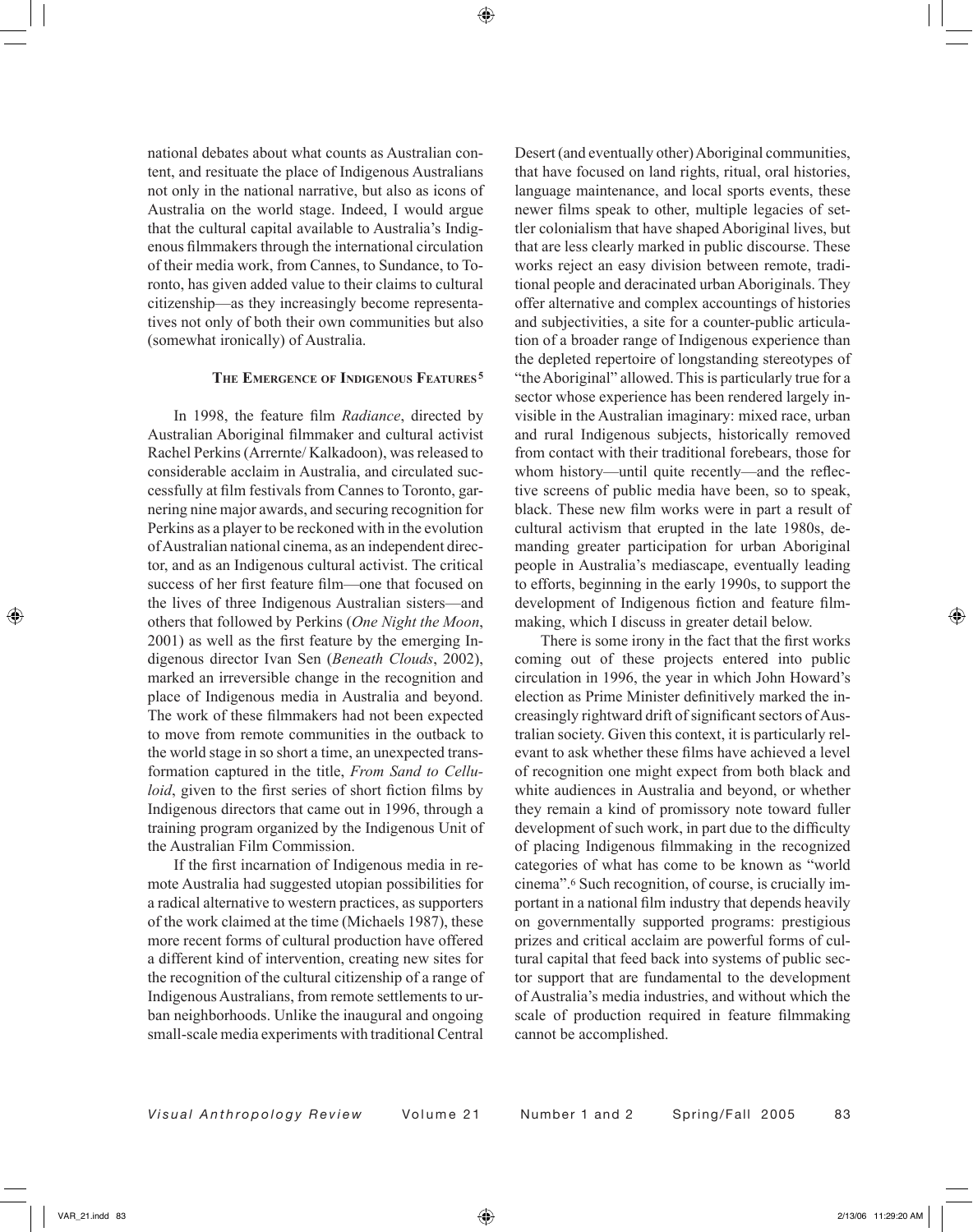national debates about what counts as Australian content, and resituate the place of Indigenous Australians not only in the national narrative, but also as icons of Australia on the world stage. Indeed, I would argue that the cultural capital available to Australia's Indigenous filmmakers through the international circulation of their media work, from Cannes, to Sundance, to Toronto, has given added value to their claims to cultural citizenship—as they increasingly become representatives not only of both their own communities but also (somewhat ironically) of Australia.

## The Emergence of Indigenous Features[5]

In 1998, the feature film *Radiance*, directed by Australian Aboriginal filmmaker and cultural activist Rachel Perkins (Arrernte/ Kalkadoon), was released to considerable acclaim in Australia, and circulated successfully at film festivals from Cannes to Toronto, garnering nine major awards, and securing recognition for Perkins as a player to be reckoned with in the evolution of Australian national cinema, as an independent director, and as an Indigenous cultural activist. The critical success of her first feature film—one that focused on the lives of three Indigenous Australian sisters—and others that followed by Perkins (*One Night the Moon*, 2001) as well as the first feature by the emerging Indigenous director Ivan Sen (*Beneath Clouds*, 2002), marked an irreversible change in the recognition and place of Indigenous media in Australia and beyond. The work of these filmmakers had not been expected to move from remote communities in the outback to the world stage in so short a time, an unexpected transformation captured in the title, *From Sand to Celluloid*, given to the first series of short fiction films by Indigenous directors that came out in 1996, through a training program organized by the Indigenous Unit of the Australian Film Commission.

If the first incarnation of Indigenous media in remote Australia had suggested utopian possibilities for a radical alternative to western practices, as supporters of the work claimed at the time (Michaels 1987), these more recent forms of cultural production have offered a different kind of intervention, creating new sites for the recognition of the cultural citizenship of a range of Indigenous Australians, from remote settlements to urban neighborhoods. Unlike the inaugural and ongoing small-scale media experiments with traditional Central Desert (and eventually other) Aboriginal communities, that have focused on land rights, ritual, oral histories, language maintenance, and local sports events, these newer films speak to other, multiple legacies of settler colonialism that have shaped Aboriginal lives, but that are less clearly marked in public discourse. These works reject an easy division between remote, traditional people and deracinated urban Aboriginals. They offer alternative and complex accountings of histories and subjectivities, a site for a counter-public articulation of a broader range of Indigenous experience than the depleted repertoire of longstanding stereotypes of "the Aboriginal" allowed. This is particularly true for a sector whose experience has been rendered largely invisible in the Australian imaginary: mixed race, urban and rural Indigenous subjects, historically removed from contact with their traditional forebears, those for whom history—until quite recently—and the reflective screens of public media have been, so to speak, black. These new film works were in part a result of cultural activism that erupted in the late 1980s, demanding greater participation for urban Aboriginal people in Australia's mediascape, eventually leading to efforts, beginning in the early 1990s, to support the development of Indigenous fiction and feature filmmaking, which I discuss in greater detail below.

There is some irony in the fact that the first works coming out of these projects entered into public circulation in 1996, the year in which John Howard's election as Prime Minister definitively marked the increasingly rightward drift of significant sectors of Australian society. Given this context, it is particularly relevant to ask whether these films have achieved a level of recognition one might expect from both black and white audiences in Australia and beyond, or whether they remain a kind of promissory note toward fuller development of such work, in part due to the difficulty of placing Indigenous filmmaking in the recognized categories of what has come to be known as "world cinema".[6] Such recognition, of course, is crucially important in a national film industry that depends heavily on governmentally supported programs: prestigious prizes and critical acclaim are powerful forms of cultural capital that feed back into systems of public sector support that are fundamental to the development of Australia's media industries, and without which the scale of production required in feature filmmaking cannot be accomplished.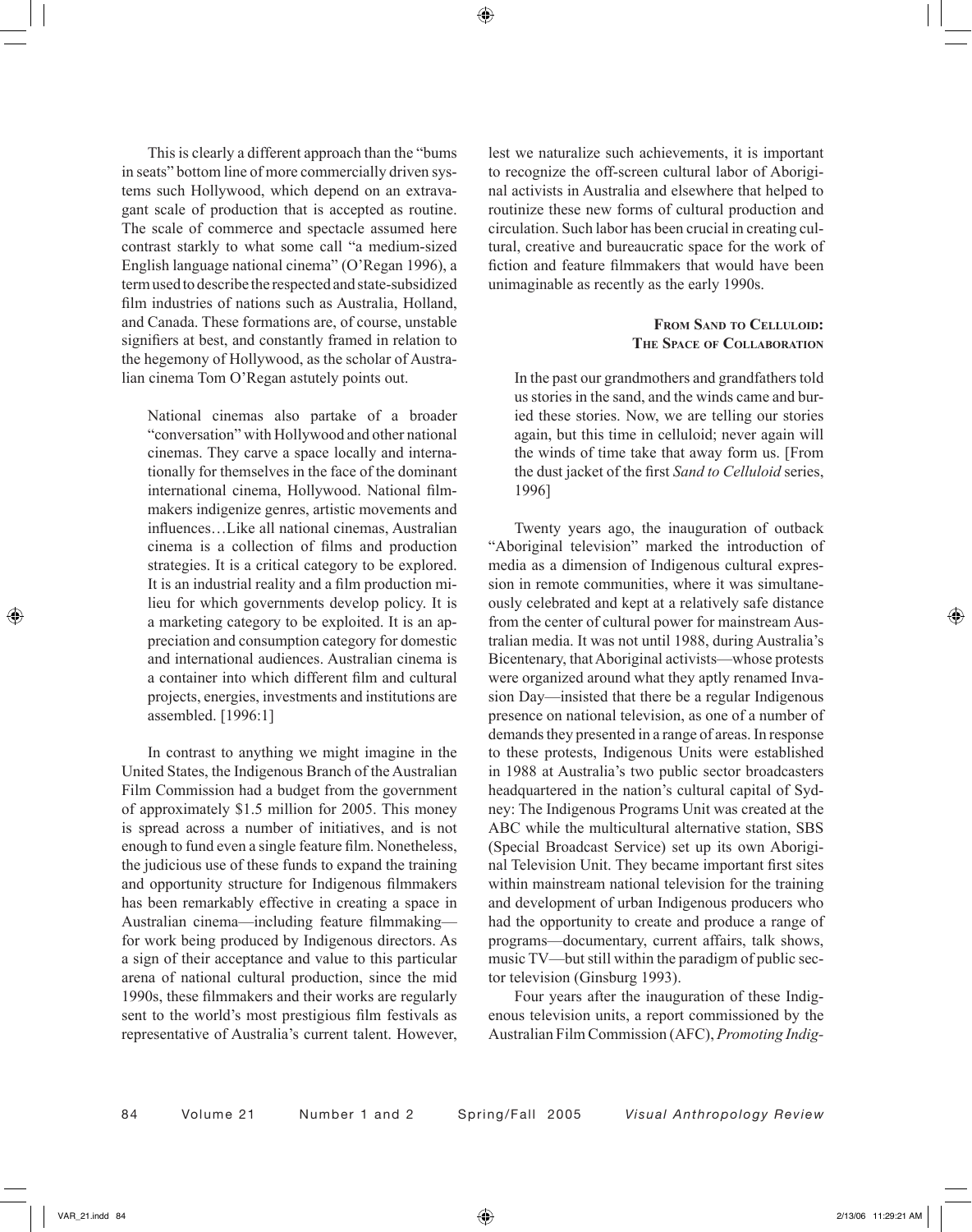This is clearly a different approach than the "bums in seats" bottom line of more commercially driven systems such Hollywood, which depend on an extravagant scale of production that is accepted as routine. The scale of commerce and spectacle assumed here contrast starkly to what some call "a medium-sized English language national cinema" (O'Regan 1996), a term used to describe the respected and state-subsidized film industries of nations such as Australia, Holland, and Canada. These formations are, of course, unstable signifiers at best, and constantly framed in relation to the hegemony of Hollywood, as the scholar of Australian cinema Tom O'Regan astutely points out.

> National cinemas also partake of a broader "conversation" with Hollywood and other national cinemas. They carve a space locally and internationally for themselves in the face of the dominant international cinema, Hollywood. National filmmakers indigenize genres, artistic movements and influences…Like all national cinemas, Australian cinema is a collection of films and production strategies. It is a critical category to be explored. It is an industrial reality and a film production milieu for which governments develop policy. It is a marketing category to be exploited. It is an appreciation and consumption category for domestic and international audiences. Australian cinema is a container into which different film and cultural projects, energies, investments and institutions are assembled. [1996:1]

In contrast to anything we might imagine in the United States, the Indigenous Branch of the Australian Film Commission had a budget from the government of approximately $1.5 million for 2005. This money is spread across a number of initiatives, and is not enough to fund even a single feature film. Nonetheless, the judicious use of these funds to expand the training and opportunity structure for Indigenous filmmakers has been remarkably effective in creating a space in Australian cinema—including feature filmmaking—for work being produced by Indigenous directors. As a sign of their acceptance and value to this particular arena of national cultural production, since the mid 1990s, these filmmakers and their works are regularly sent to the world's most prestigious film festivals as representative of Australia's current talent. However, lest we naturalize such achievements, it is important to recognize the off-screen cultural labor of Aboriginal activists in Australia and elsewhere that helped to routinize these new forms of cultural production and circulation. Such labor has been crucial in creating cultural, creative and bureaucratic space for the work of fiction and feature filmmakers that would have been unimaginable as recently as the early 1990s.

## From Sand to Celluloid: The Space of Collaboration

> In the past our grandmothers and grandfathers told us stories in the sand, and the winds came and buried these stories. Now, we are telling our stories again, but this time in celluloid; never again will the winds of time take that away form us. [From the dust jacket of the first *Sand to Celluloid* series, 1996]

Twenty years ago, the inauguration of outback "Aboriginal television" marked the introduction of media as a dimension of Indigenous cultural expression in remote communities, where it was simultaneously celebrated and kept at a relatively safe distance from the center of cultural power for mainstream Australian media. It was not until 1988, during Australia's Bicentenary, that Aboriginal activists—whose protests were organized around what they aptly renamed Invasion Day—insisted that there be a regular Indigenous presence on national television, as one of a number of demands they presented in a range of areas. In response to these protests, Indigenous Units were established in 1988 at Australia's two public sector broadcasters headquartered in the nation's cultural capital of Sydney: The Indigenous Programs Unit was created at the ABC while the multicultural alternative station, SBS (Special Broadcast Service) set up its own Aboriginal Television Unit. They became important first sites within mainstream national television for the training and development of urban Indigenous producers who had the opportunity to create and produce a range of programs—documentary, current affairs, talk shows, music TV—but still within the paradigm of public sector television (Ginsburg 1993).

Four years after the inauguration of these Indigenous television units, a report commissioned by the Australian Film Commission (AFC), *Promoting Indig-*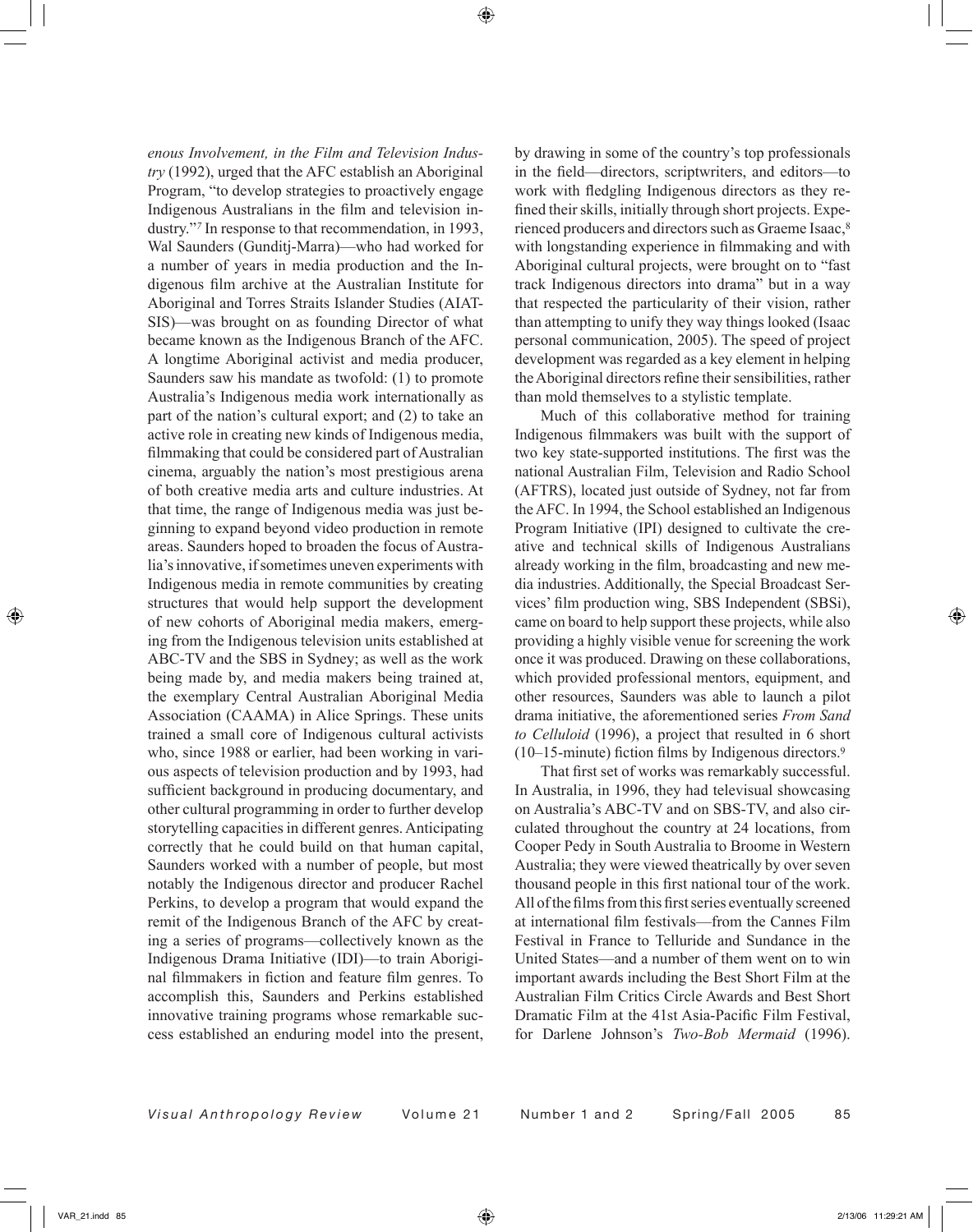*enous Involvement, in the Film and Television Industry* (1992), urged that the AFC establish an Aboriginal Program, "to develop strategies to proactively engage Indigenous Australians in the film and television industry."[7] In response to that recommendation, in 1993, Wal Saunders (Gunditj-Marra)—who had worked for a number of years in media production and the Indigenous film archive at the Australian Institute for Aboriginal and Torres Straits Islander Studies (AIATSIS)—was brought on as founding Director of what became known as the Indigenous Branch of the AFC. A longtime Aboriginal activist and media producer, Saunders saw his mandate as twofold: (1) to promote Australia's Indigenous media work internationally as part of the nation's cultural export; and (2) to take an active role in creating new kinds of Indigenous media, filmmaking that could be considered part of Australian cinema, arguably the nation's most prestigious arena of both creative media arts and culture industries. At that time, the range of Indigenous media was just beginning to expand beyond video production in remote areas. Saunders hoped to broaden the focus of Australia's innovative, if sometimes uneven experiments with Indigenous media in remote communities by creating structures that would help support the development of new cohorts of Aboriginal media makers, emerging from the Indigenous television units established at ABC-TV and the SBS in Sydney; as well as the work being made by, and media makers being trained at, the exemplary Central Australian Aboriginal Media Association (CAAMA) in Alice Springs. These units trained a small core of Indigenous cultural activists who, since 1988 or earlier, had been working in various aspects of television production and by 1993, had sufficient background in producing documentary, and other cultural programming in order to further develop storytelling capacities in different genres. Anticipating correctly that he could build on that human capital, Saunders worked with a number of people, but most notably the Indigenous director and producer Rachel Perkins, to develop a program that would expand the remit of the Indigenous Branch of the AFC by creating a series of programs—collectively known as the Indigenous Drama Initiative (IDI)—to train Aboriginal filmmakers in fiction and feature film genres. To accomplish this, Saunders and Perkins established innovative training programs whose remarkable success established an enduring model into the present, by drawing in some of the country's top professionals in the field—directors, scriptwriters, and editors—to work with fledgling Indigenous directors as they refined their skills, initially through short projects. Experienced producers and directors such as Graeme Isaac,[8] with longstanding experience in filmmaking and with Aboriginal cultural projects, were brought on to "fast track Indigenous directors into drama" but in a way that respected the particularity of their vision, rather than attempting to unify they way things looked (Isaac personal communication, 2005). The speed of project development was regarded as a key element in helping the Aboriginal directors refine their sensibilities, rather than mold themselves to a stylistic template.

Much of this collaborative method for training Indigenous filmmakers was built with the support of two key state-supported institutions. The first was the national Australian Film, Television and Radio School (AFTRS), located just outside of Sydney, not far from the AFC. In 1994, the School established an Indigenous Program Initiative (IPI) designed to cultivate the creative and technical skills of Indigenous Australians already working in the film, broadcasting and new media industries. Additionally, the Special Broadcast Services' film production wing, SBS Independent (SBSi), came on board to help support these projects, while also providing a highly visible venue for screening the work once it was produced. Drawing on these collaborations, which provided professional mentors, equipment, and other resources, Saunders was able to launch a pilot drama initiative, the aforementioned series *From Sand to Celluloid* (1996), a project that resulted in 6 short (10–15-minute) fiction films by Indigenous directors.[9]

That first set of works was remarkably successful. In Australia, in 1996, they had televisual showcasing on Australia's ABC-TV and on SBS-TV, and also circulated throughout the country at 24 locations, from Cooper Pedy in South Australia to Broome in Western Australia; they were viewed theatrically by over seven thousand people in this first national tour of the work. All of the films from this first series eventually screened at international film festivals—from the Cannes Film Festival in France to Telluride and Sundance in the United States—and a number of them went on to win important awards including the Best Short Film at the Australian Film Critics Circle Awards and Best Short Dramatic Film at the 41st Asia-Pacific Film Festival, for Darlene Johnson's *Two-Bob Mermaid* (1996).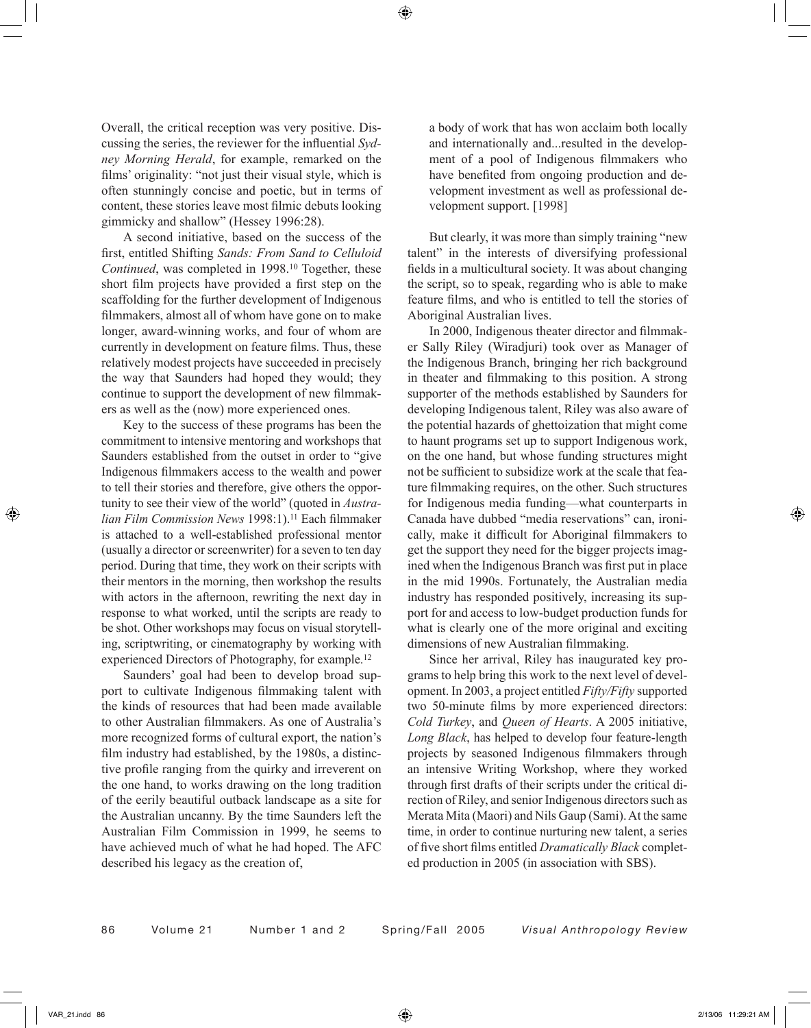Overall, the critical reception was very positive. Discussing the series, the reviewer for the influential *Sydney Morning Herald*, for example, remarked on the films' originality: "not just their visual style, which is often stunningly concise and poetic, but in terms of content, these stories leave most filmic debuts looking gimmicky and shallow" (Hessey 1996:28).

A second initiative, based on the success of the first, entitled Shifting *Sands: From Sand to Celluloid Continued*, was completed in 1998.[10] Together, these short film projects have provided a first step on the scaffolding for the further development of Indigenous filmmakers, almost all of whom have gone on to make longer, award-winning works, and four of whom are currently in development on feature films. Thus, these relatively modest projects have succeeded in precisely the way that Saunders had hoped they would; they continue to support the development of new filmmakers as well as the (now) more experienced ones.

Key to the success of these programs has been the commitment to intensive mentoring and workshops that Saunders established from the outset in order to "give Indigenous filmmakers access to the wealth and power to tell their stories and therefore, give others the opportunity to see their view of the world" (quoted in *Australian Film Commission News* 1998:1).[11] Each filmmaker is attached to a well-established professional mentor (usually a director or screenwriter) for a seven to ten day period. During that time, they work on their scripts with their mentors in the morning, then workshop the results with actors in the afternoon, rewriting the next day in response to what worked, until the scripts are ready to be shot. Other workshops may focus on visual storytelling, scriptwriting, or cinematography by working with experienced Directors of Photography, for example.[12]

Saunders' goal had been to develop broad support to cultivate Indigenous filmmaking talent with the kinds of resources that had been made available to other Australian filmmakers. As one of Australia's more recognized forms of cultural export, the nation's film industry had established, by the 1980s, a distinctive profile ranging from the quirky and irreverent on the one hand, to works drawing on the long tradition of the eerily beautiful outback landscape as a site for the Australian uncanny. By the time Saunders left the Australian Film Commission in 1999, he seems to have achieved much of what he had hoped. The AFC described his legacy as the creation of,

> a body of work that has won acclaim both locally and internationally and...resulted in the development of a pool of Indigenous filmmakers who have benefited from ongoing production and development investment as well as professional development support. [1998]

But clearly, it was more than simply training "new talent" in the interests of diversifying professional fields in a multicultural society. It was about changing the script, so to speak, regarding who is able to make feature films, and who is entitled to tell the stories of Aboriginal Australian lives.

In 2000, Indigenous theater director and filmmaker Sally Riley (Wiradjuri) took over as Manager of the Indigenous Branch, bringing her rich background in theater and filmmaking to this position. A strong supporter of the methods established by Saunders for developing Indigenous talent, Riley was also aware of the potential hazards of ghettoization that might come to haunt programs set up to support Indigenous work, on the one hand, but whose funding structures might not be sufficient to subsidize work at the scale that feature filmmaking requires, on the other. Such structures for Indigenous media funding—what counterparts in Canada have dubbed "media reservations" can, ironically, make it difficult for Aboriginal filmmakers to get the support they need for the bigger projects imagined when the Indigenous Branch was first put in place in the mid 1990s. Fortunately, the Australian media industry has responded positively, increasing its support for and access to low-budget production funds for what is clearly one of the more original and exciting dimensions of new Australian filmmaking.

Since her arrival, Riley has inaugurated key programs to help bring this work to the next level of development. In 2003, a project entitled *Fifty/Fifty* supported two 50-minute films by more experienced directors: *Cold Turkey*, and *Queen of Hearts*. A 2005 initiative, *Long Black*, has helped to develop four feature-length projects by seasoned Indigenous filmmakers through an intensive Writing Workshop, where they worked through first drafts of their scripts under the critical direction of Riley, and senior Indigenous directors such as Merata Mita (Maori) and Nils Gaup (Sami). At the same time, in order to continue nurturing new talent, a series of five short films entitled *Dramatically Black* completed production in 2005 (in association with SBS).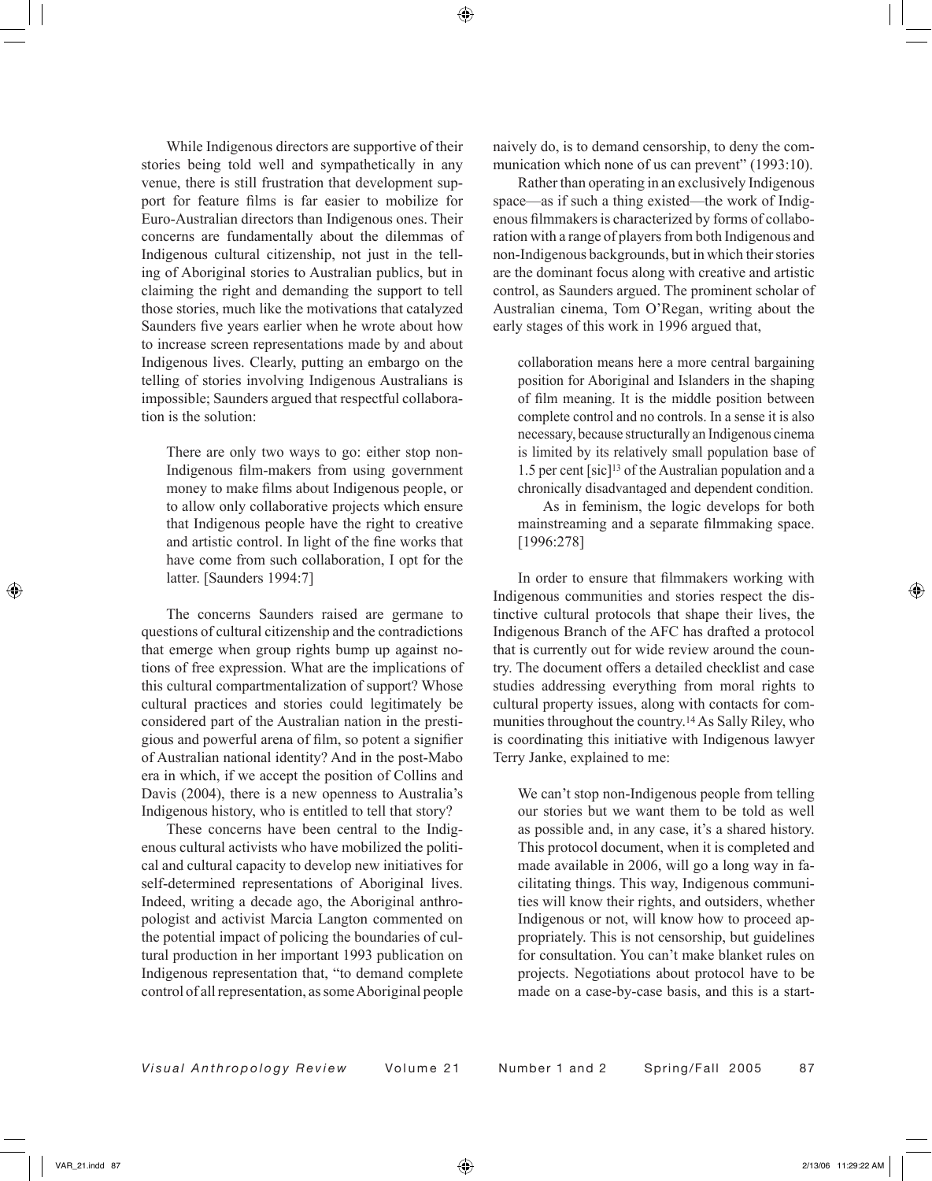While Indigenous directors are supportive of their stories being told well and sympathetically in any venue, there is still frustration that development support for feature films is far easier to mobilize for Euro-Australian directors than Indigenous ones. Their concerns are fundamentally about the dilemmas of Indigenous cultural citizenship, not just in the telling of Aboriginal stories to Australian publics, but in claiming the right and demanding the support to tell those stories, much like the motivations that catalyzed Saunders five years earlier when he wrote about how to increase screen representations made by and about Indigenous lives. Clearly, putting an embargo on the telling of stories involving Indigenous Australians is impossible; Saunders argued that respectful collaboration is the solution:

> There are only two ways to go: either stop non-Indigenous film-makers from using government money to make films about Indigenous people, or to allow only collaborative projects which ensure that Indigenous people have the right to creative and artistic control. In light of the fine works that have come from such collaboration, I opt for the latter. [Saunders 1994:7]

The concerns Saunders raised are germane to questions of cultural citizenship and the contradictions that emerge when group rights bump up against notions of free expression. What are the implications of this cultural compartmentalization of support? Whose cultural practices and stories could legitimately be considered part of the Australian nation in the prestigious and powerful arena of film, so potent a signifier of Australian national identity? And in the post-Mabo era in which, if we accept the position of Collins and Davis (2004), there is a new openness to Australia's Indigenous history, who is entitled to tell that story?

These concerns have been central to the Indigenous cultural activists who have mobilized the political and cultural capacity to develop new initiatives for self-determined representations of Aboriginal lives. Indeed, writing a decade ago, the Aboriginal anthropologist and activist Marcia Langton commented on the potential impact of policing the boundaries of cultural production in her important 1993 publication on Indigenous representation that, "to demand complete control of all representation, as some Aboriginal people naively do, is to demand censorship, to deny the communication which none of us can prevent" (1993:10).

Rather than operating in an exclusively Indigenous space—as if such a thing existed—the work of Indigenous filmmakers is characterized by forms of collaboration with a range of players from both Indigenous and non-Indigenous backgrounds, but in which their stories are the dominant focus along with creative and artistic control, as Saunders argued. The prominent scholar of Australian cinema, Tom O'Regan, writing about the early stages of this work in 1996 argued that,

> collaboration means here a more central bargaining position for Aboriginal and Islanders in the shaping of film meaning. It is the middle position between complete control and no controls. In a sense it is also necessary, because structurally an Indigenous cinema is limited by its relatively small population base of 1.5 per cent [sic][13] of the Australian population and a chronically disadvantaged and dependent condition.
>
> As in feminism, the logic develops for both mainstreaming and a separate filmmaking space. [1996:278]

In order to ensure that filmmakers working with Indigenous communities and stories respect the distinctive cultural protocols that shape their lives, the Indigenous Branch of the AFC has drafted a protocol that is currently out for wide review around the country. The document offers a detailed checklist and case studies addressing everything from moral rights to cultural property issues, along with contacts for communities throughout the country.[14] As Sally Riley, who is coordinating this initiative with Indigenous lawyer Terry Janke, explained to me:

> We can't stop non-Indigenous people from telling our stories but we want them to be told as well as possible and, in any case, it's a shared history. This protocol document, when it is completed and made available in 2006, will go a long way in facilitating things. This way, Indigenous communities will know their rights, and outsiders, whether Indigenous or not, will know how to proceed appropriately. This is not censorship, but guidelines for consultation. You can't make blanket rules on projects. Negotiations about protocol have to be made on a case-by-case basis, and this is a start-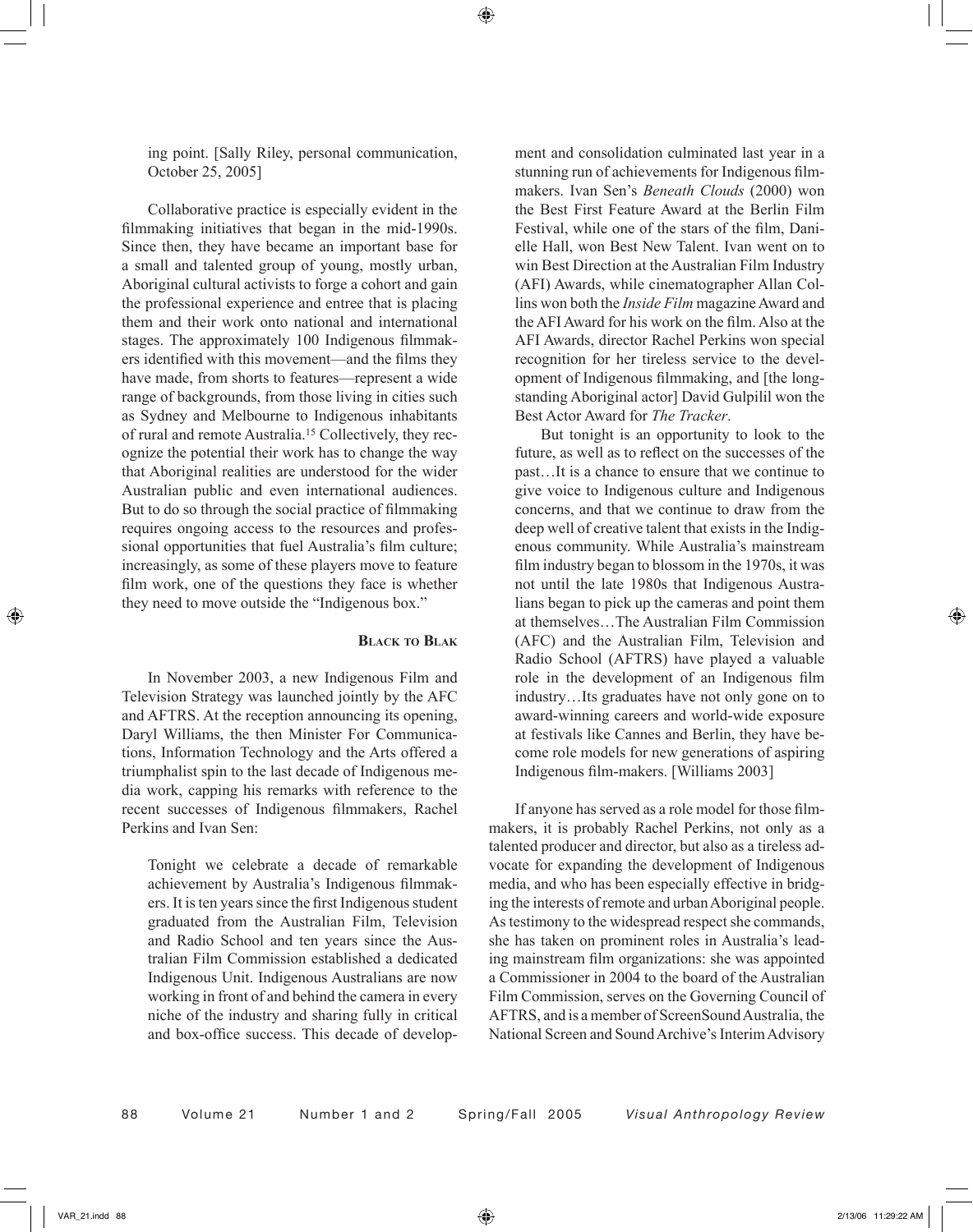ing point. [Sally Riley, personal communication, October 25, 2005]

Collaborative practice is especially evident in the filmmaking initiatives that began in the mid-1990s. Since then, they have became an important base for a small and talented group of young, mostly urban, Aboriginal cultural activists to forge a cohort and gain the professional experience and entree that is placing them and their work onto national and international stages. The approximately 100 Indigenous filmmakers identified with this movement—and the films they have made, from shorts to features—represent a wide range of backgrounds, from those living in cities such as Sydney and Melbourne to Indigenous inhabitants of rural and remote Australia.[15] Collectively, they recognize the potential their work has to change the way that Aboriginal realities are understood for the wider Australian public and even international audiences. But to do so through the social practice of filmmaking requires ongoing access to the resources and professional opportunities that fuel Australia's film culture; increasingly, as some of these players move to feature film work, one of the questions they face is whether they need to move outside the "Indigenous box."

## Black to Blak

In November 2003, a new Indigenous Film and Television Strategy was launched jointly by the AFC and AFTRS. At the reception announcing its opening, Daryl Williams, the then Minister For Communications, Information Technology and the Arts offered a triumphalist spin to the last decade of Indigenous media work, capping his remarks with reference to the recent successes of Indigenous filmmakers, Rachel Perkins and Ivan Sen:

> Tonight we celebrate a decade of remarkable achievement by Australia's Indigenous filmmakers. It is ten years since the first Indigenous student graduated from the Australian Film, Television and Radio School and ten years since the Australian Film Commission established a dedicated Indigenous Unit. Indigenous Australians are now working in front of and behind the camera in every niche of the industry and sharing fully in critical and box-office success. This decade of development and consolidation culminated last year in a stunning run of achievements for Indigenous filmmakers. Ivan Sen's *Beneath Clouds* (2000) won the Best First Feature Award at the Berlin Film Festival, while one of the stars of the film, Danielle Hall, won Best New Talent. Ivan went on to win Best Direction at the Australian Film Industry (AFI) Awards, while cinematographer Allan Collins won both the *Inside Film* magazine Award and the AFI Award for his work on the film. Also at the AFI Awards, director Rachel Perkins won special recognition for her tireless service to the development of Indigenous filmmaking, and [the longstanding Aboriginal actor] David Gulpilil won the Best Actor Award for *The Tracker*.
>
> But tonight is an opportunity to look to the future, as well as to reflect on the successes of the past…It is a chance to ensure that we continue to give voice to Indigenous culture and Indigenous concerns, and that we continue to draw from the deep well of creative talent that exists in the Indigenous community. While Australia's mainstream film industry began to blossom in the 1970s, it was not until the late 1980s that Indigenous Australians began to pick up the cameras and point them at themselves…The Australian Film Commission (AFC) and the Australian Film, Television and Radio School (AFTRS) have played a valuable role in the development of an Indigenous film industry…Its graduates have not only gone on to award-winning careers and world-wide exposure at festivals like Cannes and Berlin, they have become role models for new generations of aspiring Indigenous film-makers. [Williams 2003]

If anyone has served as a role model for those filmmakers, it is probably Rachel Perkins, not only as a talented producer and director, but also as a tireless advocate for expanding the development of Indigenous media, and who has been especially effective in bridging the interests of remote and urban Aboriginal people. As testimony to the widespread respect she commands, she has taken on prominent roles in Australia's leading mainstream film organizations: she was appointed a Commissioner in 2004 to the board of the Australian Film Commission, serves on the Governing Council of AFTRS, and is a member of ScreenSound Australia, the National Screen and Sound Archive's Interim Advisory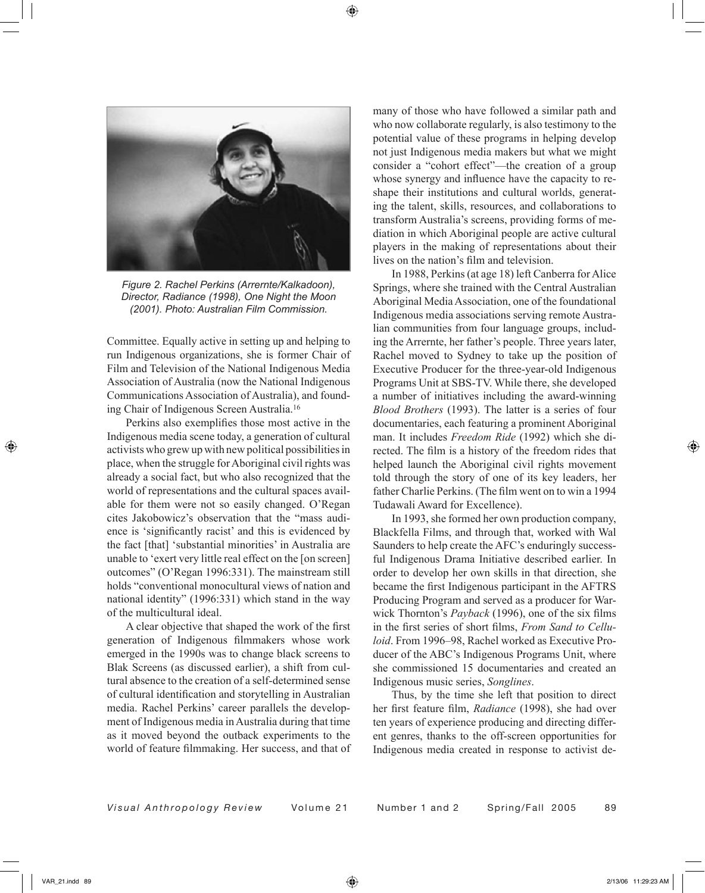Figure 2. Rachel Perkins (Arrernte/Kalkadoon), Director, Radiance (1998), One Night the Moon (2001). Photo: Australian Film Commission.

Committee. Equally active in setting up and helping to run Indigenous organizations, she is former Chair of Film and Television of the National Indigenous Media Association of Australia (now the National Indigenous Communications Association of Australia), and founding Chair of Indigenous Screen Australia.[16]

Perkins also exemplifies those most active in the Indigenous media scene today, a generation of cultural activists who grew up with new political possibilities in place, when the struggle for Aboriginal civil rights was already a social fact, but who also recognized that the world of representations and the cultural spaces available for them were not so easily changed. O'Regan cites Jakobowicz's observation that the "mass audience is 'significantly racist' and this is evidenced by the fact [that] 'substantial minorities' in Australia are unable to 'exert very little real effect on the [on screen] outcomes" (O'Regan 1996:331). The mainstream still holds "conventional monocultural views of nation and national identity" (1996:331) which stand in the way of the multicultural ideal.

A clear objective that shaped the work of the first generation of Indigenous filmmakers whose work emerged in the 1990s was to change black screens to Blak Screens (as discussed earlier), a shift from cultural absence to the creation of a self-determined sense of cultural identification and storytelling in Australian media. Rachel Perkins' career parallels the development of Indigenous media in Australia during that time as it moved beyond the outback experiments to the world of feature filmmaking. Her success, and that of many of those who have followed a similar path and who now collaborate regularly, is also testimony to the potential value of these programs in helping develop not just Indigenous media makers but what we might consider a "cohort effect"—the creation of a group whose synergy and influence have the capacity to reshape their institutions and cultural worlds, generating the talent, skills, resources, and collaborations to transform Australia's screens, providing forms of mediation in which Aboriginal people are active cultural players in the making of representations about their lives on the nation's film and television.

In 1988, Perkins (at age 18) left Canberra for Alice Springs, where she trained with the Central Australian Aboriginal Media Association, one of the foundational Indigenous media associations serving remote Australian communities from four language groups, including the Arrernte, her father's people. Three years later, Rachel moved to Sydney to take up the position of Executive Producer for the three-year-old Indigenous Programs Unit at SBS-TV. While there, she developed a number of initiatives including the award-winning *Blood Brothers* (1993). The latter is a series of four documentaries, each featuring a prominent Aboriginal man. It includes *Freedom Ride* (1992) which she directed. The film is a history of the freedom rides that helped launch the Aboriginal civil rights movement told through the story of one of its key leaders, her father Charlie Perkins. (The film went on to win a 1994 Tudawali Award for Excellence).

In 1993, she formed her own production company, Blackfella Films, and through that, worked with Wal Saunders to help create the AFC's enduringly successful Indigenous Drama Initiative described earlier. In order to develop her own skills in that direction, she became the first Indigenous participant in the AFTRS Producing Program and served as a producer for Warwick Thornton's *Payback* (1996), one of the six films in the first series of short films, *From Sand to Celluloid*. From 1996–98, Rachel worked as Executive Producer of the ABC's Indigenous Programs Unit, where she commissioned 15 documentaries and created an Indigenous music series, *Songlines*.

Thus, by the time she left that position to direct her first feature film, *Radiance* (1998), she had over ten years of experience producing and directing different genres, thanks to the off-screen opportunities for Indigenous media created in response to activist de-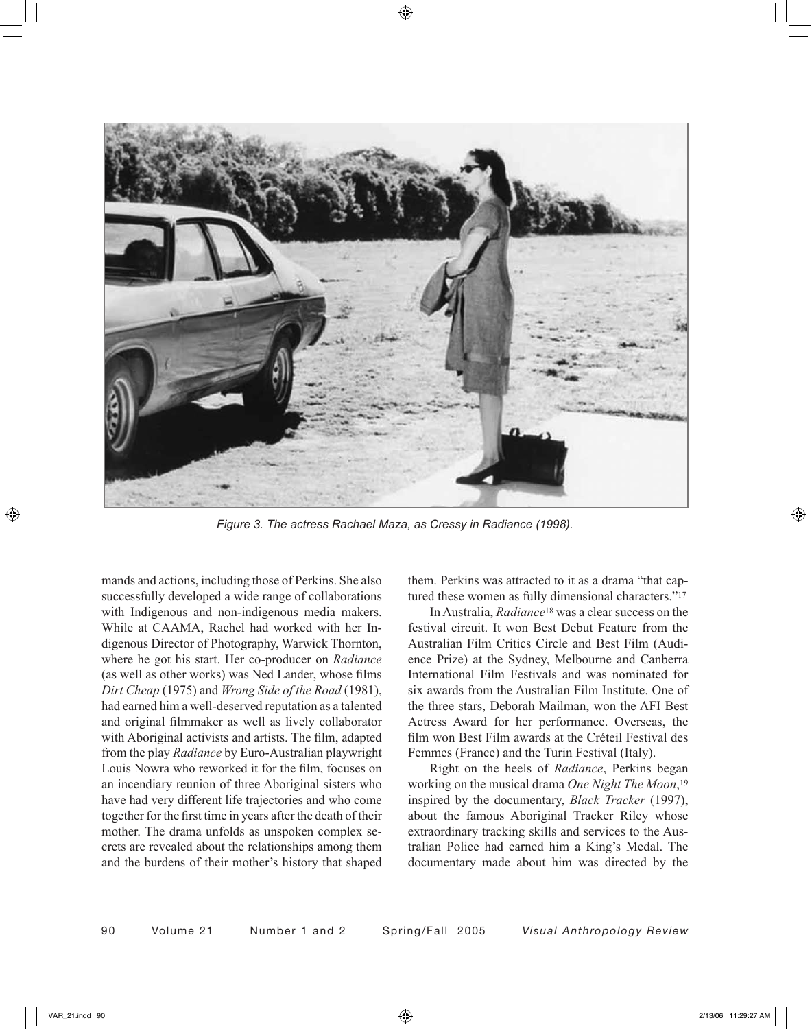*Figure 3. The actress Rachael Maza, as Cressy in Radiance (1998).*

mands and actions, including those of Perkins. She also successfully developed a wide range of collaborations with Indigenous and non-indigenous media makers. While at CAAMA, Rachel had worked with her Indigenous Director of Photography, Warwick Thornton, where he got his start. Her co-producer on *Radiance* (as well as other works) was Ned Lander, whose films *Dirt Cheap* (1975) and *Wrong Side of the Road* (1981), had earned him a well-deserved reputation as a talented and original filmmaker as well as lively collaborator with Aboriginal activists and artists. The film, adapted from the play *Radiance* by Euro-Australian playwright Louis Nowra who reworked it for the film, focuses on an incendiary reunion of three Aboriginal sisters who have had very different life trajectories and who come together for the first time in years after the death of their mother. The drama unfolds as unspoken complex secrets are revealed about the relationships among them and the burdens of their mother's history that shaped them. Perkins was attracted to it as a drama "that captured these women as fully dimensional characters."[17]

In Australia, *Radiance*[18] was a clear success on the festival circuit. It won Best Debut Feature from the Australian Film Critics Circle and Best Film (Audience Prize) at the Sydney, Melbourne and Canberra International Film Festivals and was nominated for six awards from the Australian Film Institute. One of the three stars, Deborah Mailman, won the AFI Best Actress Award for her performance. Overseas, the film won Best Film awards at the Créteil Festival des Femmes (France) and the Turin Festival (Italy).

Right on the heels of *Radiance*, Perkins began working on the musical drama *One Night The Moon*,[19] inspired by the documentary, *Black Tracker* (1997), about the famous Aboriginal Tracker Riley whose extraordinary tracking skills and services to the Australian Police had earned him a King's Medal. The documentary made about him was directed by the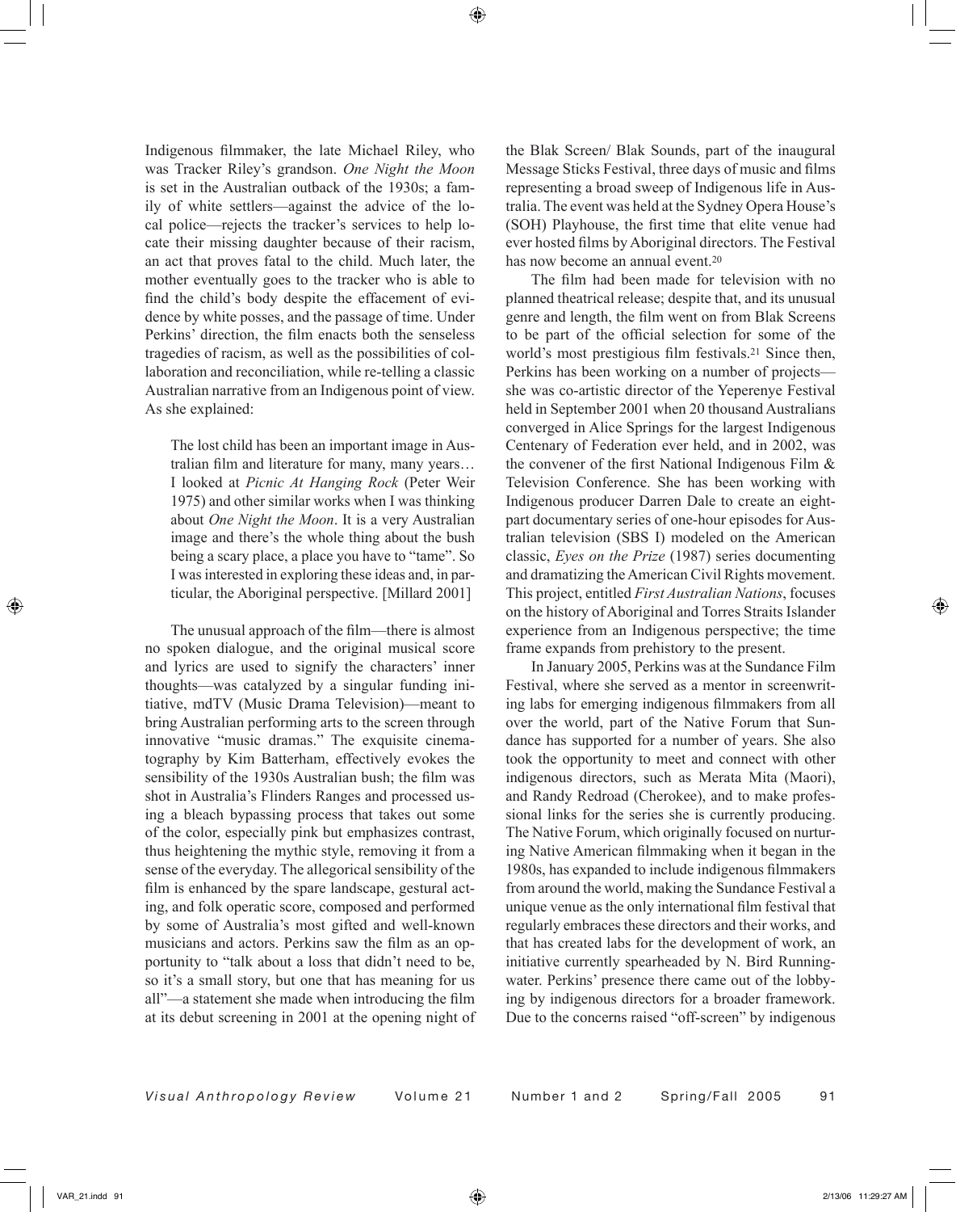Indigenous filmmaker, the late Michael Riley, who was Tracker Riley's grandson. *One Night the Moon* is set in the Australian outback of the 1930s; a family of white settlers—against the advice of the local police—rejects the tracker's services to help locate their missing daughter because of their racism, an act that proves fatal to the child. Much later, the mother eventually goes to the tracker who is able to find the child's body despite the effacement of evidence by white posses, and the passage of time. Under Perkins' direction, the film enacts both the senseless tragedies of racism, as well as the possibilities of collaboration and reconciliation, while re-telling a classic Australian narrative from an Indigenous point of view. As she explained:

> The lost child has been an important image in Australian film and literature for many, many years… I looked at *Picnic At Hanging Rock* (Peter Weir 1975) and other similar works when I was thinking about *One Night the Moon*. It is a very Australian image and there's the whole thing about the bush being a scary place, a place you have to "tame". So I was interested in exploring these ideas and, in particular, the Aboriginal perspective. [Millard 2001]

The unusual approach of the film—there is almost no spoken dialogue, and the original musical score and lyrics are used to signify the characters' inner thoughts—was catalyzed by a singular funding initiative, mdTV (Music Drama Television)—meant to bring Australian performing arts to the screen through innovative "music dramas." The exquisite cinematography by Kim Batterham, effectively evokes the sensibility of the 1930s Australian bush; the film was shot in Australia's Flinders Ranges and processed using a bleach bypassing process that takes out some of the color, especially pink but emphasizes contrast, thus heightening the mythic style, removing it from a sense of the everyday. The allegorical sensibility of the film is enhanced by the spare landscape, gestural acting, and folk operatic score, composed and performed by some of Australia's most gifted and well-known musicians and actors. Perkins saw the film as an opportunity to "talk about a loss that didn't need to be, so it's a small story, but one that has meaning for us all"—a statement she made when introducing the film at its debut screening in 2001 at the opening night of the Blak Screen/ Blak Sounds, part of the inaugural Message Sticks Festival, three days of music and films representing a broad sweep of Indigenous life in Australia. The event was held at the Sydney Opera House's (SOH) Playhouse, the first time that elite venue had ever hosted films by Aboriginal directors. The Festival has now become an annual event.[20]

The film had been made for television with no planned theatrical release; despite that, and its unusual genre and length, the film went on from Blak Screens to be part of the official selection for some of the world's most prestigious film festivals.[21] Since then, Perkins has been working on a number of projects—she was co-artistic director of the Yeperenye Festival held in September 2001 when 20 thousand Australians converged in Alice Springs for the largest Indigenous Centenary of Federation ever held, and in 2002, was the convener of the first National Indigenous Film & Television Conference. She has been working with Indigenous producer Darren Dale to create an eight-part documentary series of one-hour episodes for Australian television (SBS I) modeled on the American classic, *Eyes on the Prize* (1987) series documenting and dramatizing the American Civil Rights movement. This project, entitled *First Australian Nations*, focuses on the history of Aboriginal and Torres Straits Islander experience from an Indigenous perspective; the time frame expands from prehistory to the present.

In January 2005, Perkins was at the Sundance Film Festival, where she served as a mentor in screenwriting labs for emerging indigenous filmmakers from all over the world, part of the Native Forum that Sundance has supported for a number of years. She also took the opportunity to meet and connect with other indigenous directors, such as Merata Mita (Maori), and Randy Redroad (Cherokee), and to make professional links for the series she is currently producing. The Native Forum, which originally focused on nurturing Native American filmmaking when it began in the 1980s, has expanded to include indigenous filmmakers from around the world, making the Sundance Festival a unique venue as the only international film festival that regularly embraces these directors and their works, and that has created labs for the development of work, an initiative currently spearheaded by N. Bird Runningwater. Perkins' presence there came out of the lobbying by indigenous directors for a broader framework. Due to the concerns raised "off-screen" by indigenous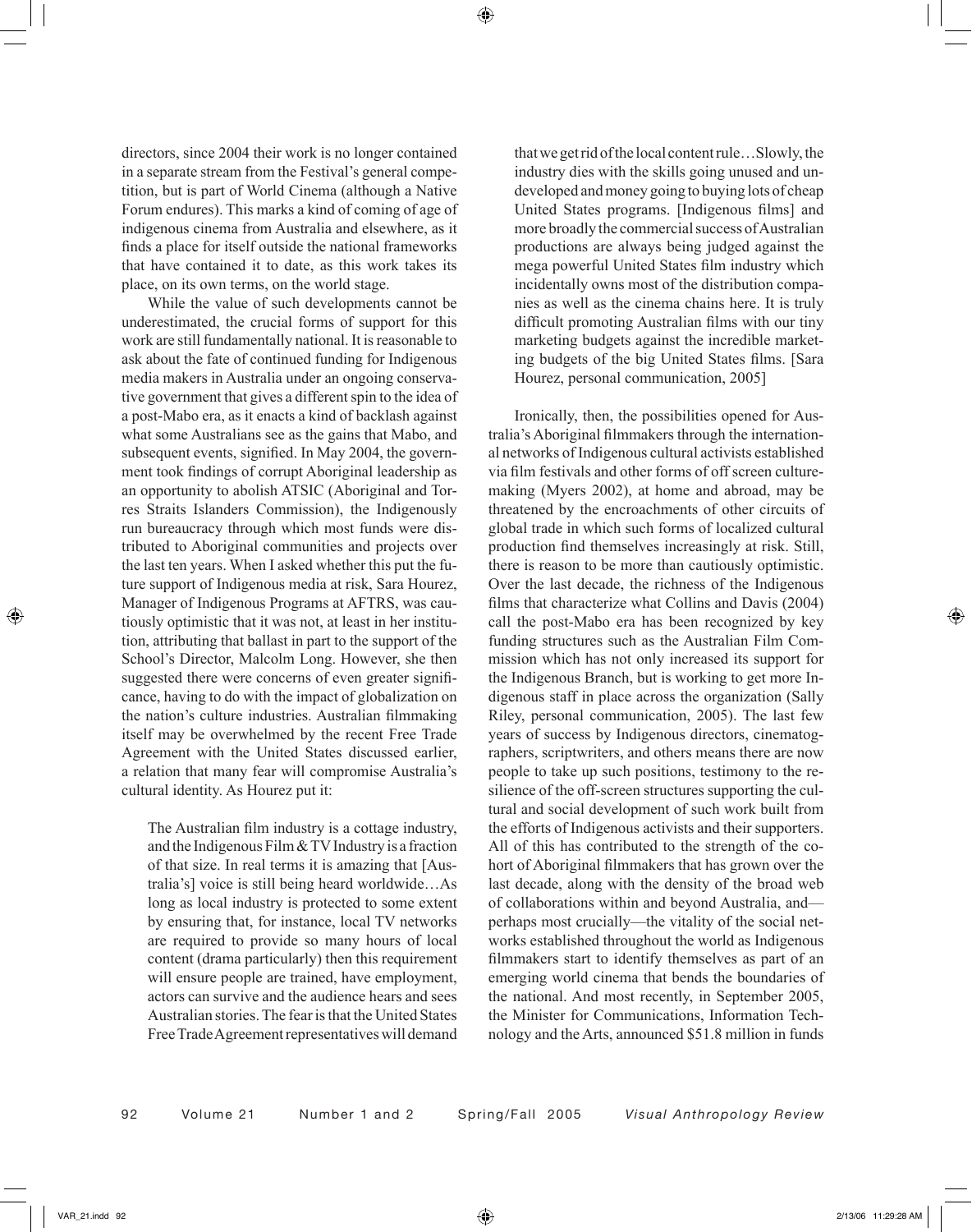directors, since 2004 their work is no longer contained in a separate stream from the Festival's general competition, but is part of World Cinema (although a Native Forum endures). This marks a kind of coming of age of indigenous cinema from Australia and elsewhere, as it finds a place for itself outside the national frameworks that have contained it to date, as this work takes its place, on its own terms, on the world stage.

While the value of such developments cannot be underestimated, the crucial forms of support for this work are still fundamentally national. It is reasonable to ask about the fate of continued funding for Indigenous media makers in Australia under an ongoing conservative government that gives a different spin to the idea of a post-Mabo era, as it enacts a kind of backlash against what some Australians see as the gains that Mabo, and subsequent events, signified. In May 2004, the government took findings of corrupt Aboriginal leadership as an opportunity to abolish ATSIC (Aboriginal and Torres Straits Islanders Commission), the Indigenously run bureaucracy through which most funds were distributed to Aboriginal communities and projects over the last ten years. When I asked whether this put the future support of Indigenous media at risk, Sara Hourez, Manager of Indigenous Programs at AFTRS, was cautiously optimistic that it was not, at least in her institution, attributing that ballast in part to the support of the School's Director, Malcolm Long. However, she then suggested there were concerns of even greater significance, having to do with the impact of globalization on the nation's culture industries. Australian filmmaking itself may be overwhelmed by the recent Free Trade Agreement with the United States discussed earlier, a relation that many fear will compromise Australia's cultural identity. As Hourez put it:

> The Australian film industry is a cottage industry, and the Indigenous Film & TV Industry is a fraction of that size. In real terms it is amazing that [Australia's] voice is still being heard worldwide…As long as local industry is protected to some extent by ensuring that, for instance, local TV networks are required to provide so many hours of local content (drama particularly) then this requirement will ensure people are trained, have employment, actors can survive and the audience hears and sees Australian stories. The fear is that the United States Free Trade Agreement representatives will demand that we get rid of the local content rule…Slowly, the industry dies with the skills going unused and undeveloped and money going to buying lots of cheap United States programs. [Indigenous films] and more broadly the commercial success of Australian productions are always being judged against the mega powerful United States film industry which incidentally owns most of the distribution companies as well as the cinema chains here. It is truly difficult promoting Australian films with our tiny marketing budgets against the incredible marketing budgets of the big United States films. [Sara Hourez, personal communication, 2005]

Ironically, then, the possibilities opened for Australia's Aboriginal filmmakers through the international networks of Indigenous cultural activists established via film festivals and other forms of off screen culture-making (Myers 2002), at home and abroad, may be threatened by the encroachments of other circuits of global trade in which such forms of localized cultural production find themselves increasingly at risk. Still, there is reason to be more than cautiously optimistic. Over the last decade, the richness of the Indigenous films that characterize what Collins and Davis (2004) call the post-Mabo era has been recognized by key funding structures such as the Australian Film Commission which has not only increased its support for the Indigenous Branch, but is working to get more Indigenous staff in place across the organization (Sally Riley, personal communication, 2005). The last few years of success by Indigenous directors, cinematographers, scriptwriters, and others means there are now people to take up such positions, testimony to the resilience of the off-screen structures supporting the cultural and social development of such work built from the efforts of Indigenous activists and their supporters. All of this has contributed to the strength of the cohort of Aboriginal filmmakers that has grown over the last decade, along with the density of the broad web of collaborations within and beyond Australia, and—perhaps most crucially—the vitality of the social networks established throughout the world as Indigenous filmmakers start to identify themselves as part of an emerging world cinema that bends the boundaries of the national. And most recently, in September 2005, the Minister for Communications, Information Technology and the Arts, announced $51.8 million in funds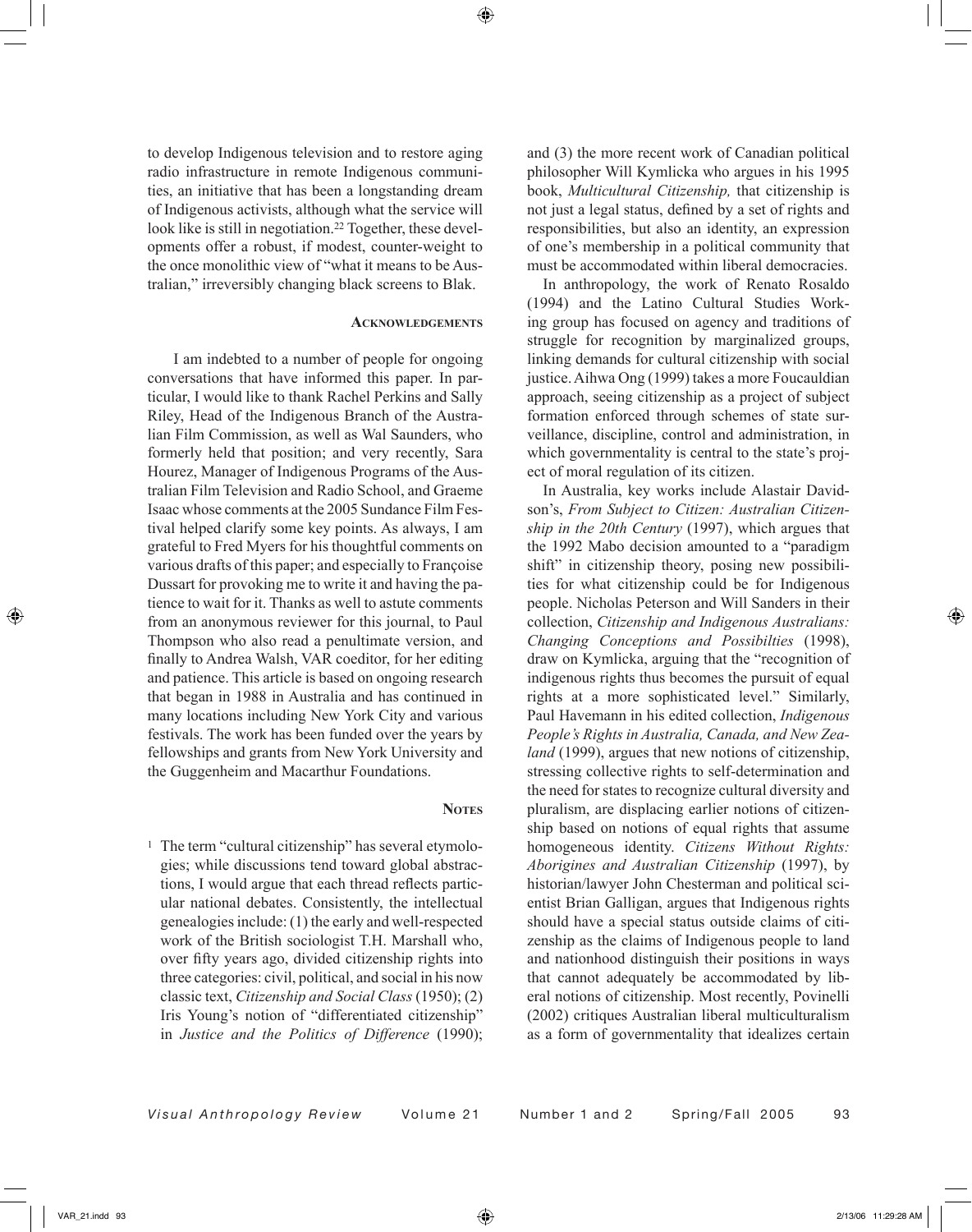to develop Indigenous television and to restore aging radio infrastructure in remote Indigenous communities, an initiative that has been a longstanding dream of Indigenous activists, although what the service will look like is still in negotiation.[22] Together, these developments offer a robust, if modest, counter-weight to the once monolithic view of "what it means to be Australian," irreversibly changing black screens to Blak.

## Acknowledgements

I am indebted to a number of people for ongoing conversations that have informed this paper. In particular, I would like to thank Rachel Perkins and Sally Riley, Head of the Indigenous Branch of the Australian Film Commission, as well as Wal Saunders, who formerly held that position; and very recently, Sara Hourez, Manager of Indigenous Programs of the Australian Film Television and Radio School, and Graeme Isaac whose comments at the 2005 Sundance Film Festival helped clarify some key points. As always, I am grateful to Fred Myers for his thoughtful comments on various drafts of this paper; and especially to Françoise Dussart for provoking me to write it and having the patience to wait for it. Thanks as well to astute comments from an anonymous reviewer for this journal, to Paul Thompson who also read a penultimate version, and finally to Andrea Walsh, VAR coeditor, for her editing and patience. This article is based on ongoing research that began in 1988 in Australia and has continued in many locations including New York City and various festivals. The work has been funded over the years by fellowships and grants from New York University and the Guggenheim and Macarthur Foundations.

## Notes

1 The term "cultural citizenship" has several etymologies; while discussions tend toward global abstractions, I would argue that each thread reflects particular national debates. Consistently, the intellectual genealogies include: (1) the early and well-respected work of the British sociologist T.H. Marshall who, over fifty years ago, divided citizenship rights into three categories: civil, political, and social in his now classic text, *Citizenship and Social Class* (1950); (2) Iris Young's notion of "differentiated citizenship" in *Justice and the Politics of Difference* (1990); and (3) the more recent work of Canadian political philosopher Will Kymlicka who argues in his 1995 book, *Multicultural Citizenship,* that citizenship is not just a legal status, defined by a set of rights and responsibilities, but also an identity, an expression of one's membership in a political community that must be accommodated within liberal democracies.

In anthropology, the work of Renato Rosaldo (1994) and the Latino Cultural Studies Working group has focused on agency and traditions of struggle for recognition by marginalized groups, linking demands for cultural citizenship with social justice. Aihwa Ong (1999) takes a more Foucauldian approach, seeing citizenship as a project of subject formation enforced through schemes of state surveillance, discipline, control and administration, in which governmentality is central to the state's project of moral regulation of its citizen.

In Australia, key works include Alastair Davidson's, *From Subject to Citizen: Australian Citizenship in the 20th Century* (1997), which argues that the 1992 Mabo decision amounted to a "paradigm shift" in citizenship theory, posing new possibilities for what citizenship could be for Indigenous people. Nicholas Peterson and Will Sanders in their collection, *Citizenship and Indigenous Australians: Changing Conceptions and Possibilties* (1998), draw on Kymlicka, arguing that the "recognition of indigenous rights thus becomes the pursuit of equal rights at a more sophisticated level." Similarly, Paul Havemann in his edited collection, *Indigenous People's Rights in Australia, Canada, and New Zealand* (1999), argues that new notions of citizenship, stressing collective rights to self-determination and the need for states to recognize cultural diversity and pluralism, are displacing earlier notions of citizenship based on notions of equal rights that assume homogeneous identity. *Citizens Without Rights: Aborigines and Australian Citizenship* (1997), by historian/lawyer John Chesterman and political scientist Brian Galligan, argues that Indigenous rights should have a special status outside claims of citizenship as the claims of Indigenous people to land and nationhood distinguish their positions in ways that cannot adequately be accommodated by liberal notions of citizenship. Most recently, Povinelli (2002) critiques Australian liberal multiculturalism as a form of governmentality that idealizes certain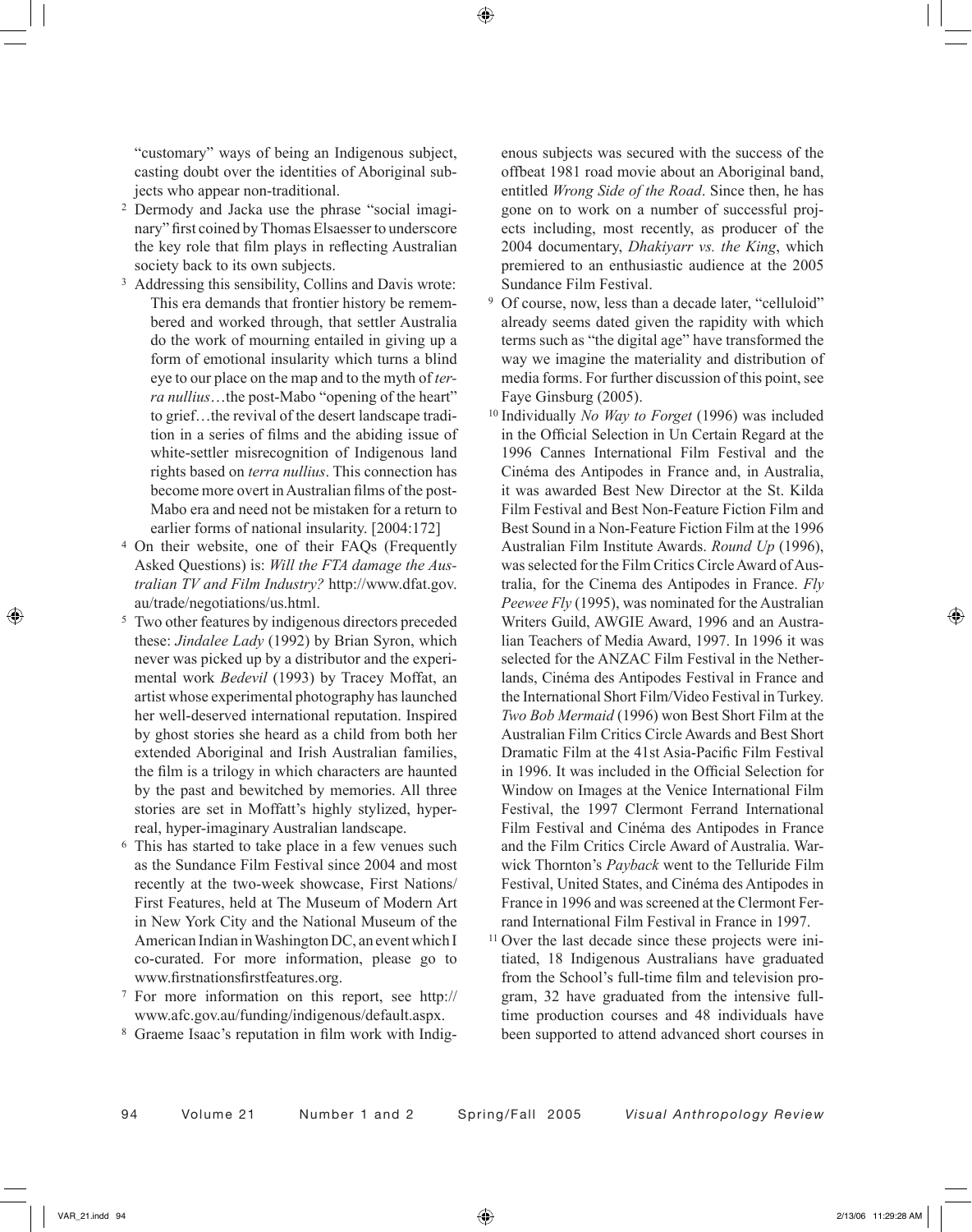"customary" ways of being an Indigenous subject, casting doubt over the identities of Aboriginal subjects who appear non-traditional.

2 Dermody and Jacka use the phrase "social imaginary" first coined by Thomas Elsaesser to underscore the key role that film plays in reflecting Australian society back to its own subjects.

3 Addressing this sensibility, Collins and Davis wrote:

> This era demands that frontier history be remembered and worked through, that settler Australia do the work of mourning entailed in giving up a form of emotional insularity which turns a blind eye to our place on the map and to the myth of *terra nullius*…the post-Mabo "opening of the heart" to grief…the revival of the desert landscape tradition in a series of films and the abiding issue of white-settler misrecognition of Indigenous land rights based on *terra nullius*. This connection has become more overt in Australian films of the post-Mabo era and need not be mistaken for a return to earlier forms of national insularity. [2004:172]

4 On their website, one of their FAQs (Frequently Asked Questions) is: *Will the FTA damage the Australian TV and Film Industry?* http://www.dfat.gov.au/trade/negotiations/us.html.

5 Two other features by indigenous directors preceded these: *Jindalee Lady* (1992) by Brian Syron, which never was picked up by a distributor and the experimental work *Bedevil* (1993) by Tracey Moffat, an artist whose experimental photography has launched her well-deserved international reputation. Inspired by ghost stories she heard as a child from both her extended Aboriginal and Irish Australian families, the film is a trilogy in which characters are haunted by the past and bewitched by memories. All three stories are set in Moffatt's highly stylized, hyper-real, hyper-imaginary Australian landscape.

6 This has started to take place in a few venues such as the Sundance Film Festival since 2004 and most recently at the two-week showcase, First Nations/First Features, held at The Museum of Modern Art in New York City and the National Museum of the American Indian in Washington DC, an event which I co-curated. For more information, please go to www.firstnationsfirstfeatures.org.

7 For more information on this report, see http://www.afc.gov.au/funding/indigenous/default.aspx.

8 Graeme Isaac's reputation in film work with Indigenous subjects was secured with the success of the offbeat 1981 road movie about an Aboriginal band, entitled *Wrong Side of the Road*. Since then, he has gone on to work on a number of successful projects including, most recently, as producer of the 2004 documentary, *Dhakiyarr vs. the King*, which premiered to an enthusiastic audience at the 2005 Sundance Film Festival.

9 Of course, now, less than a decade later, "celluloid" already seems dated given the rapidity with which terms such as "the digital age" have transformed the way we imagine the materiality and distribution of media forms. For further discussion of this point, see Faye Ginsburg (2005).

10 Individually *No Way to Forget* (1996) was included in the Official Selection in Un Certain Regard at the 1996 Cannes International Film Festival and the Cinéma des Antipodes in France and, in Australia, it was awarded Best New Director at the St. Kilda Film Festival and Best Non-Feature Fiction Film and Best Sound in a Non-Feature Fiction Film at the 1996 Australian Film Institute Awards. *Round Up* (1996), was selected for the Film Critics Circle Award of Australia, for the Cinema des Antipodes in France. *Fly Peewee Fly* (1995), was nominated for the Australian Writers Guild, AWGIE Award, 1996 and an Australian Teachers of Media Award, 1997. In 1996 it was selected for the ANZAC Film Festival in the Netherlands, Cinéma des Antipodes Festival in France and the International Short Film/Video Festival in Turkey. *Two Bob Mermaid* (1996) won Best Short Film at the Australian Film Critics Circle Awards and Best Short Dramatic Film at the 41st Asia-Pacific Film Festival in 1996. It was included in the Official Selection for Window on Images at the Venice International Film Festival, the 1997 Clermont Ferrand International Film Festival and Cinéma des Antipodes in France and the Film Critics Circle Award of Australia. Warwick Thornton's *Payback* went to the Telluride Film Festival, United States, and Cinéma des Antipodes in France in 1996 and was screened at the Clermont Ferrand International Film Festival in France in 1997.

11 Over the last decade since these projects were initiated, 18 Indigenous Australians have graduated from the School's full-time film and television program, 32 have graduated from the intensive full-time production courses and 48 individuals have been supported to attend advanced short courses in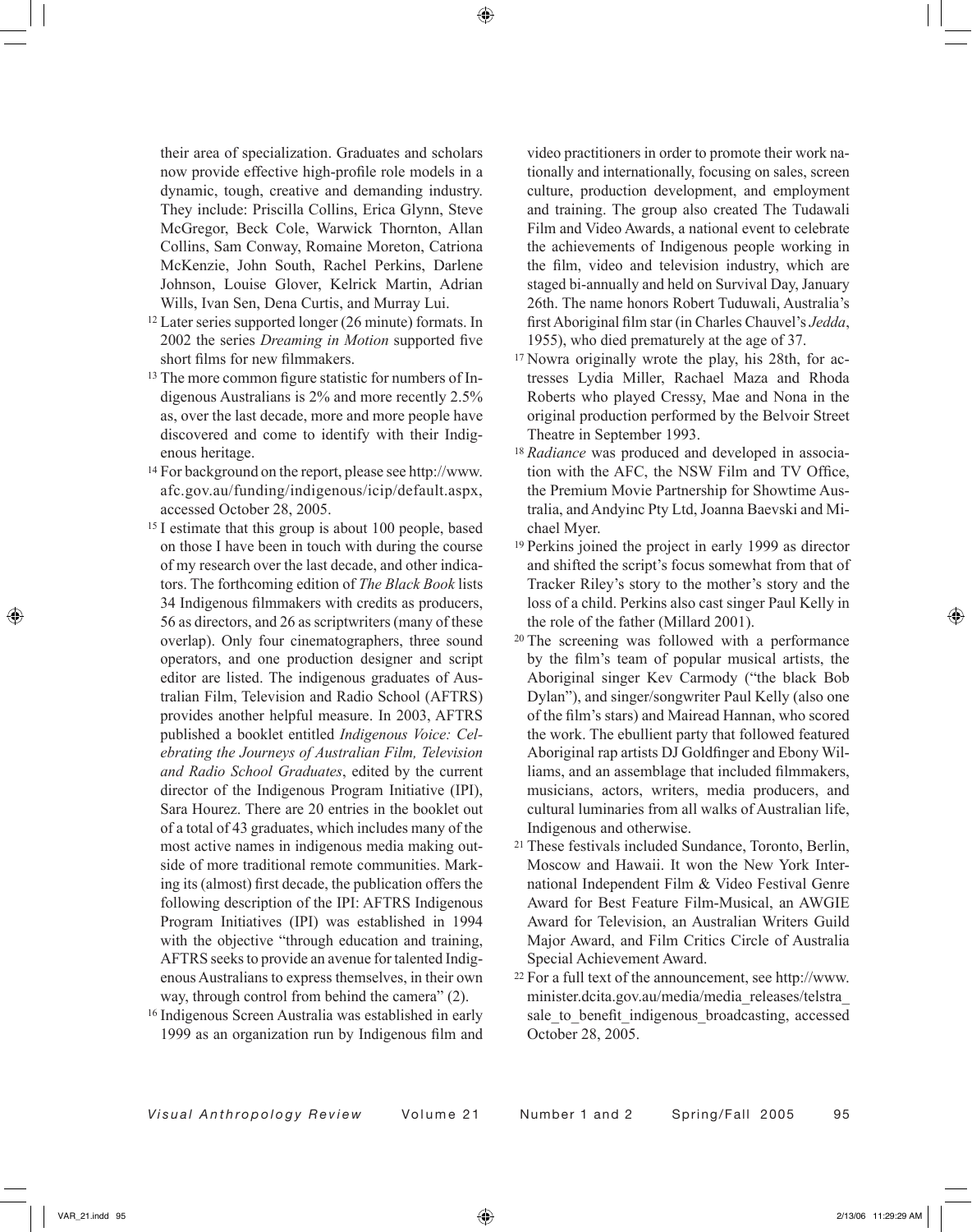their area of specialization. Graduates and scholars now provide effective high-profile role models in a dynamic, tough, creative and demanding industry. They include: Priscilla Collins, Erica Glynn, Steve McGregor, Beck Cole, Warwick Thornton, Allan Collins, Sam Conway, Romaine Moreton, Catriona McKenzie, John South, Rachel Perkins, Darlene Johnson, Louise Glover, Kelrick Martin, Adrian Wills, Ivan Sen, Dena Curtis, and Murray Lui.

[12] Later series supported longer (26 minute) formats. In 2002 the series *Dreaming in Motion* supported five short films for new filmmakers.

[13] The more common figure statistic for numbers of Indigenous Australians is 2% and more recently 2.5% as, over the last decade, more and more people have discovered and come to identify with their Indigenous heritage.

[14] For background on the report, please see http://www.afc.gov.au/funding/indigenous/icip/default.aspx, accessed October 28, 2005.

[15] I estimate that this group is about 100 people, based on those I have been in touch with during the course of my research over the last decade, and other indicators. The forthcoming edition of *The Black Book* lists 34 Indigenous filmmakers with credits as producers, 56 as directors, and 26 as scriptwriters (many of these overlap). Only four cinematographers, three sound operators, and one production designer and script editor are listed. The indigenous graduates of Australian Film, Television and Radio School (AFTRS) provides another helpful measure. In 2003, AFTRS published a booklet entitled *Indigenous Voice: Celebrating the Journeys of Australian Film, Television and Radio School Graduates*, edited by the current director of the Indigenous Program Initiative (IPI), Sara Hourez. There are 20 entries in the booklet out of a total of 43 graduates, which includes many of the most active names in indigenous media making outside of more traditional remote communities. Marking its (almost) first decade, the publication offers the following description of the IPI: AFTRS Indigenous Program Initiatives (IPI) was established in 1994 with the objective "through education and training, AFTRS seeks to provide an avenue for talented Indigenous Australians to express themselves, in their own way, through control from behind the camera" (2).

[16] Indigenous Screen Australia was established in early 1999 as an organization run by Indigenous film and video practitioners in order to promote their work nationally and internationally, focusing on sales, screen culture, production development, and employment and training. The group also created The Tudawali Film and Video Awards, a national event to celebrate the achievements of Indigenous people working in the film, video and television industry, which are staged bi-annually and held on Survival Day, January 26th. The name honors Robert Tuduwali, Australia's first Aboriginal film star (in Charles Chauvel's *Jedda*, 1955), who died prematurely at the age of 37.

[17] Nowra originally wrote the play, his 28th, for actresses Lydia Miller, Rachael Maza and Rhoda Roberts who played Cressy, Mae and Nona in the original production performed by the Belvoir Street Theatre in September 1993.

[18] *Radiance* was produced and developed in association with the AFC, the NSW Film and TV Office, the Premium Movie Partnership for Showtime Australia, and Andyinc Pty Ltd, Joanna Baevski and Michael Myer.

[19] Perkins joined the project in early 1999 as director and shifted the script's focus somewhat from that of Tracker Riley's story to the mother's story and the loss of a child. Perkins also cast singer Paul Kelly in the role of the father (Millard 2001).

[20] The screening was followed with a performance by the film's team of popular musical artists, the Aboriginal singer Kev Carmody ("the black Bob Dylan"), and singer/songwriter Paul Kelly (also one of the film's stars) and Mairead Hannan, who scored the work. The ebullient party that followed featured Aboriginal rap artists DJ Goldfinger and Ebony Williams, and an assemblage that included filmmakers, musicians, actors, writers, media producers, and cultural luminaries from all walks of Australian life, Indigenous and otherwise.

[21] These festivals included Sundance, Toronto, Berlin, Moscow and Hawaii. It won the New York International Independent Film & Video Festival Genre Award for Best Feature Film-Musical, an AWGIE Award for Television, an Australian Writers Guild Major Award, and Film Critics Circle of Australia Special Achievement Award.

[22] For a full text of the announcement, see http://www.minister.dcita.gov.au/media/media_releases/telstra_sale_to_benefit_indigenous_broadcasting, accessed October 28, 2005.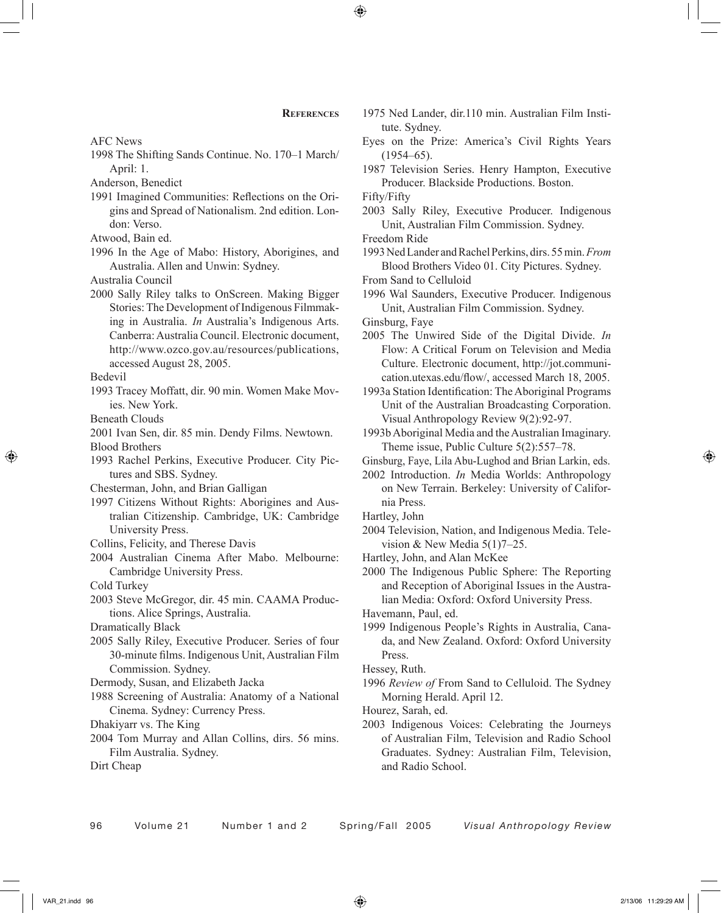## References

AFC News

1998 The Shifting Sands Continue. No. 170–1 March/April: 1.

Anderson, Benedict

1991 Imagined Communities: Reflections on the Origins and Spread of Nationalism. 2nd edition. London: Verso.

Atwood, Bain ed.

1996 In the Age of Mabo: History, Aborigines, and Australia. Allen and Unwin: Sydney.

Australia Council

2000 Sally Riley talks to OnScreen. Making Bigger Stories: The Development of Indigenous Filmmaking in Australia. *In* Australia's Indigenous Arts. Canberra: Australia Council. Electronic document, http://www.ozco.gov.au/resources/publications, accessed August 28, 2005.

Bedevil

1993 Tracey Moffatt, dir. 90 min. Women Make Movies. New York.

Beneath Clouds

2001 Ivan Sen, dir. 85 min. Dendy Films. Newtown.

Blood Brothers

1993 Rachel Perkins, Executive Producer. City Pictures and SBS. Sydney.

Chesterman, John, and Brian Galligan

1997 Citizens Without Rights: Aborigines and Australian Citizenship. Cambridge, UK: Cambridge University Press.

Collins, Felicity, and Therese Davis

2004 Australian Cinema After Mabo. Melbourne: Cambridge University Press.

Cold Turkey

2003 Steve McGregor, dir. 45 min. CAAMA Productions. Alice Springs, Australia.

Dramatically Black

2005 Sally Riley, Executive Producer. Series of four 30-minute films. Indigenous Unit, Australian Film Commission. Sydney.

Dermody, Susan, and Elizabeth Jacka

1988 Screening of Australia: Anatomy of a National Cinema. Sydney: Currency Press.

Dhakiyarr vs. The King

2004 Tom Murray and Allan Collins, dirs. 56 mins. Film Australia. Sydney.

Dirt Cheap

1975 Ned Lander, dir.110 min. Australian Film Institute. Sydney.

Eyes on the Prize: America's Civil Rights Years (1954–65).

1987 Television Series. Henry Hampton, Executive Producer. Blackside Productions. Boston.

Fifty/Fifty

2003 Sally Riley, Executive Producer. Indigenous Unit, Australian Film Commission. Sydney.

Freedom Ride

1993 Ned Lander and Rachel Perkins, dirs. 55 min. *From* Blood Brothers Video 01. City Pictures. Sydney.

From Sand to Celluloid

1996 Wal Saunders, Executive Producer. Indigenous Unit, Australian Film Commission. Sydney.

Ginsburg, Faye

2005 The Unwired Side of the Digital Divide. *In* Flow: A Critical Forum on Television and Media Culture. Electronic document, http://jot.communication.utexas.edu/flow/, accessed March 18, 2005.

1993a Station Identification: The Aboriginal Programs Unit of the Australian Broadcasting Corporation. Visual Anthropology Review 9(2):92-97.

1993b Aboriginal Media and the Australian Imaginary. Theme issue, Public Culture 5(2):557–78.

Ginsburg, Faye, Lila Abu-Lughod and Brian Larkin, eds.

2002 Introduction. *In* Media Worlds: Anthropology on New Terrain. Berkeley: University of California Press.

Hartley, John

2004 Television, Nation, and Indigenous Media. Television & New Media 5(1)7–25.

Hartley, John, and Alan McKee

2000 The Indigenous Public Sphere: The Reporting and Reception of Aboriginal Issues in the Australian Media: Oxford: Oxford University Press.

Havemann, Paul, ed.

1999 Indigenous People's Rights in Australia, Canada, and New Zealand. Oxford: Oxford University Press.

Hessey, Ruth.

1996 *Review of* From Sand to Celluloid. The Sydney Morning Herald. April 12.

Hourez, Sarah, ed.

2003 Indigenous Voices: Celebrating the Journeys of Australian Film, Television and Radio School Graduates. Sydney: Australian Film, Television, and Radio School.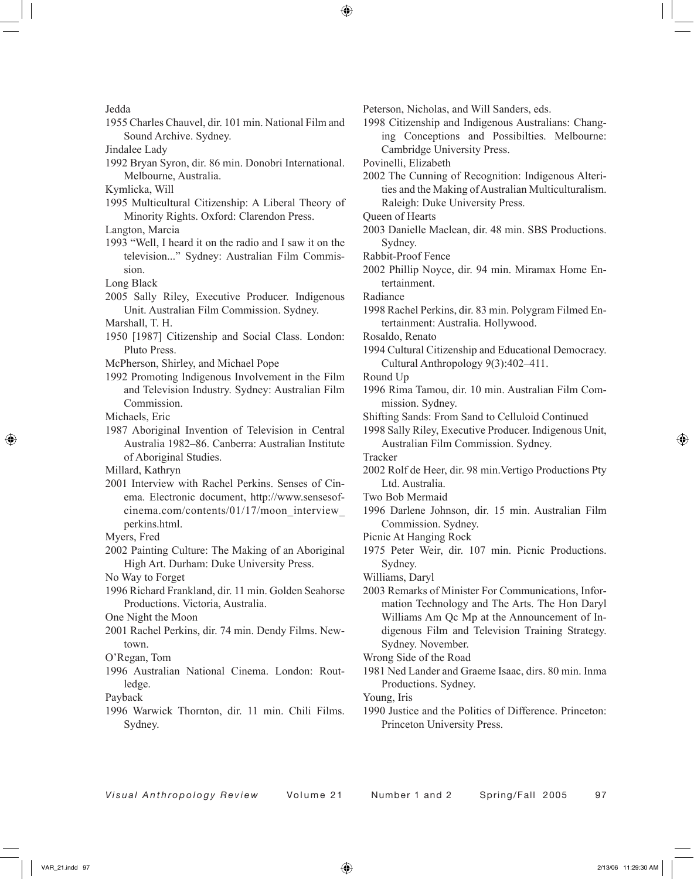Jedda

1955 Charles Chauvel, dir. 101 min. National Film and Sound Archive. Sydney.

Jindalee Lady

1992 Bryan Syron, dir. 86 min. Donobri International. Melbourne, Australia.

Kymlicka, Will

1995 Multicultural Citizenship: A Liberal Theory of Minority Rights. Oxford: Clarendon Press.

Langton, Marcia

1993 "Well, I heard it on the radio and I saw it on the television..." Sydney: Australian Film Commission.

Long Black

2005 Sally Riley, Executive Producer. Indigenous Unit. Australian Film Commission. Sydney.

Marshall, T. H.

1950 [1987] Citizenship and Social Class. London: Pluto Press.

McPherson, Shirley, and Michael Pope

1992 Promoting Indigenous Involvement in the Film and Television Industry. Sydney: Australian Film Commission.

Michaels, Eric

1987 Aboriginal Invention of Television in Central Australia 1982–86. Canberra: Australian Institute of Aboriginal Studies.

Millard, Kathryn

2001 Interview with Rachel Perkins. Senses of Cinema. Electronic document, http://www.sensesofcinema.com/contents/01/17/moon_interview_perkins.html.

Myers, Fred

2002 Painting Culture: The Making of an Aboriginal High Art. Durham: Duke University Press.

No Way to Forget

1996 Richard Frankland, dir. 11 min. Golden Seahorse Productions. Victoria, Australia.

One Night the Moon

2001 Rachel Perkins, dir. 74 min. Dendy Films. Newtown.

O'Regan, Tom

1996 Australian National Cinema. London: Routledge.

Payback

1996 Warwick Thornton, dir. 11 min. Chili Films. Sydney.

Peterson, Nicholas, and Will Sanders, eds.

1998 Citizenship and Indigenous Australians: Changing Conceptions and Possibilties. Melbourne: Cambridge University Press.

Povinelli, Elizabeth

2002 The Cunning of Recognition: Indigenous Alterities and the Making of Australian Multiculturalism. Raleigh: Duke University Press.

Queen of Hearts

2003 Danielle Maclean, dir. 48 min. SBS Productions. Sydney.

Rabbit-Proof Fence

2002 Phillip Noyce, dir. 94 min. Miramax Home Entertainment.

Radiance

1998 Rachel Perkins, dir. 83 min. Polygram Filmed Entertainment: Australia. Hollywood.

Rosaldo, Renato

1994 Cultural Citizenship and Educational Democracy. Cultural Anthropology 9(3):402–411.

Round Up

1996 Rima Tamou, dir. 10 min. Australian Film Commission. Sydney.

Shifting Sands: From Sand to Celluloid Continued

1998 Sally Riley, Executive Producer. Indigenous Unit, Australian Film Commission. Sydney.

Tracker

2002 Rolf de Heer, dir. 98 min.Vertigo Productions Pty Ltd. Australia.

Two Bob Mermaid

1996 Darlene Johnson, dir. 15 min. Australian Film Commission. Sydney.

Picnic At Hanging Rock

1975 Peter Weir, dir. 107 min. Picnic Productions. Sydney.

Williams, Daryl

2003 Remarks of Minister For Communications, Information Technology and The Arts. The Hon Daryl Williams Am Qc Mp at the Announcement of Indigenous Film and Television Training Strategy. Sydney. November.

Wrong Side of the Road

1981 Ned Lander and Graeme Isaac, dirs. 80 min. Inma Productions. Sydney.

Young, Iris

1990 Justice and the Politics of Difference. Princeton: Princeton University Press.